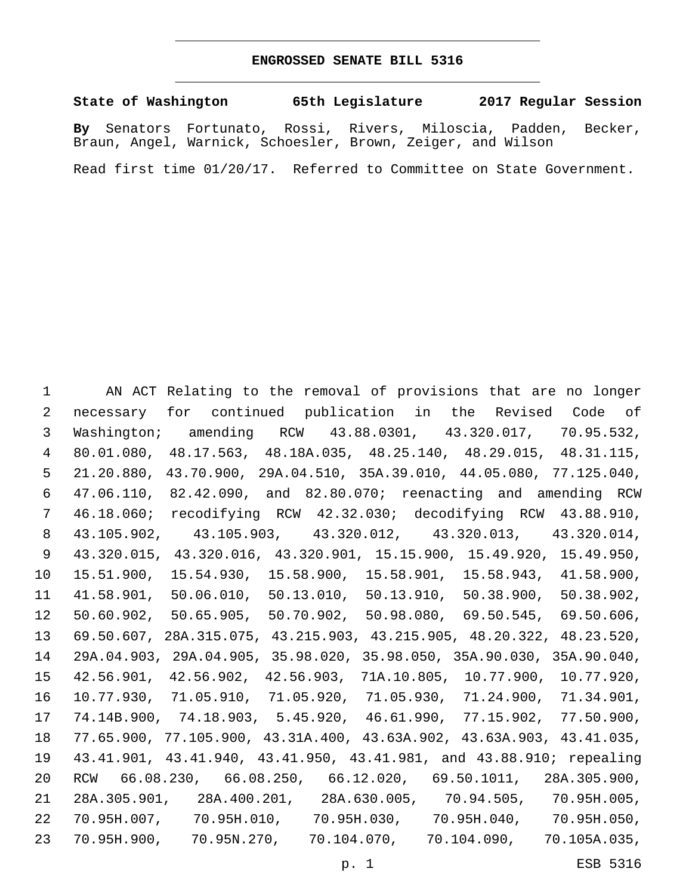# ENGROSSED SENATE BILL 5316

**State of Washington 65th Legislature 2017 Regular Session**

**By** Senators Fortunato, Rossi, Rivers, Miloscia, Padden, Becker, Braun, Angel, Warnick, Schoesler, Brown, Zeiger, and Wilson

Read first time 01/20/17. Referred to Committee on State Government.

1 AN ACT Relating to the removal of provisions that are no longer
2 necessary for continued publication in the Revised Code of
3 Washington; amending RCW 43.88.0301, 43.320.017, 70.95.532,
4 80.01.080, 48.17.563, 48.18A.035, 48.25.140, 48.29.015, 48.31.115,
5 21.20.880, 43.70.900, 29A.04.510, 35A.39.010, 44.05.080, 77.125.040,
6 47.06.110, 82.42.090, and 82.80.070; reenacting and amending RCW
7 46.18.060; recodifying RCW 42.32.030; decodifying RCW 43.88.910,
8 43.105.902, 43.105.903, 43.320.012, 43.320.013, 43.320.014,
9 43.320.015, 43.320.016, 43.320.901, 15.15.900, 15.49.920, 15.49.950,
10 15.51.900, 15.54.930, 15.58.900, 15.58.901, 15.58.943, 41.58.900,
11 41.58.901, 50.06.010, 50.13.010, 50.13.910, 50.38.900, 50.38.902,
12 50.60.902, 50.65.905, 50.70.902, 50.98.080, 69.50.545, 69.50.606,
13 69.50.607, 28A.315.075, 43.215.903, 43.215.905, 48.20.322, 48.23.520,
14 29A.04.903, 29A.04.905, 35.98.020, 35.98.050, 35A.90.030, 35A.90.040,
15 42.56.901, 42.56.902, 42.56.903, 71A.10.805, 10.77.900, 10.77.920,
16 10.77.930, 71.05.910, 71.05.920, 71.05.930, 71.24.900, 71.34.901,
17 74.14B.900, 74.18.903, 5.45.920, 46.61.990, 77.15.902, 77.50.900,
18 77.65.900, 77.105.900, 43.31A.400, 43.63A.902, 43.63A.903, 43.41.035,
19 43.41.901, 43.41.940, 43.41.950, 43.41.981, and 43.88.910; repealing
20 RCW 66.08.230, 66.08.250, 66.12.020, 69.50.1011, 28A.305.900,
21 28A.305.901, 28A.400.201, 28A.630.005, 70.94.505, 70.95H.005,
22 70.95H.007, 70.95H.010, 70.95H.030, 70.95H.040, 70.95H.050,
23 70.95H.900, 70.95N.270, 70.104.070, 70.104.090, 70.105A.035,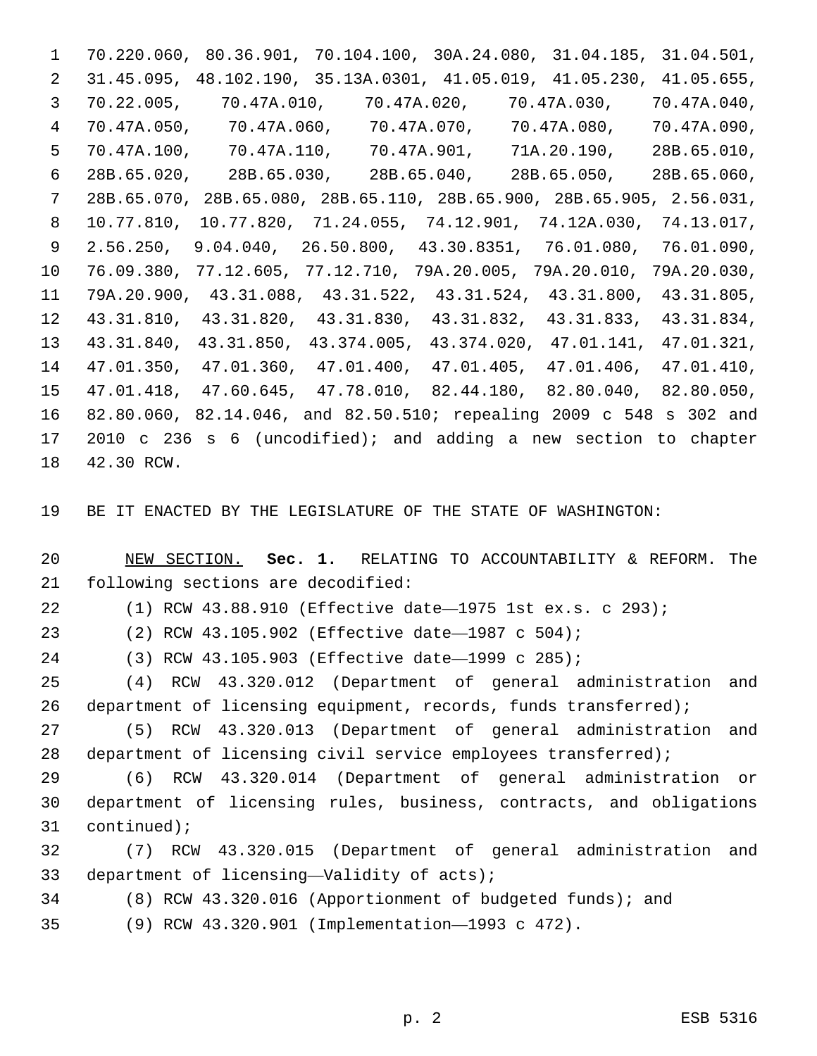70.220.060, 80.36.901, 70.104.100, 30A.24.080, 31.04.185, 31.04.501, 31.45.095, 48.102.190, 35.13A.0301, 41.05.019, 41.05.230, 41.05.655, 70.22.005, 70.47A.010, 70.47A.020, 70.47A.030, 70.47A.040, 70.47A.050, 70.47A.060, 70.47A.070, 70.47A.080, 70.47A.090, 70.47A.100, 70.47A.110, 70.47A.901, 71A.20.190, 28B.65.010, 28B.65.020, 28B.65.030, 28B.65.040, 28B.65.050, 28B.65.060, 28B.65.070, 28B.65.080, 28B.65.110, 28B.65.900, 28B.65.905, 2.56.031, 10.77.810, 10.77.820, 71.24.055, 74.12.901, 74.12A.030, 74.13.017, 2.56.250, 9.04.040, 26.50.800, 43.30.8351, 76.01.080, 76.01.090, 76.09.380, 77.12.605, 77.12.710, 79A.20.005, 79A.20.010, 79A.20.030, 79A.20.900, 43.31.088, 43.31.522, 43.31.524, 43.31.800, 43.31.805, 43.31.810, 43.31.820, 43.31.830, 43.31.832, 43.31.833, 43.31.834, 43.31.840, 43.31.850, 43.374.005, 43.374.020, 47.01.141, 47.01.321, 47.01.350, 47.01.360, 47.01.400, 47.01.405, 47.01.406, 47.01.410, 47.01.418, 47.60.645, 47.78.010, 82.44.180, 82.80.040, 82.80.050, 82.80.060, 82.14.046, and 82.50.510; repealing 2009 c 548 s 302 and 2010 c 236 s 6 (uncodified); and adding a new section to chapter 42.30 RCW.

BE IT ENACTED BY THE LEGISLATURE OF THE STATE OF WASHINGTON:

NEW SECTION. **Sec. 1.** RELATING TO ACCOUNTABILITY & REFORM. The following sections are decodified:

(1) RCW 43.88.910 (Effective date—1975 1st ex.s. c 293);

(2) RCW 43.105.902 (Effective date—1987 c 504);

(3) RCW 43.105.903 (Effective date—1999 c 285);

(4) RCW 43.320.012 (Department of general administration and department of licensing equipment, records, funds transferred);

(5) RCW 43.320.013 (Department of general administration and department of licensing civil service employees transferred);

(6) RCW 43.320.014 (Department of general administration or department of licensing rules, business, contracts, and obligations continued);

(7) RCW 43.320.015 (Department of general administration and department of licensing—Validity of acts);

(8) RCW 43.320.016 (Apportionment of budgeted funds); and

(9) RCW 43.320.901 (Implementation—1993 c 472).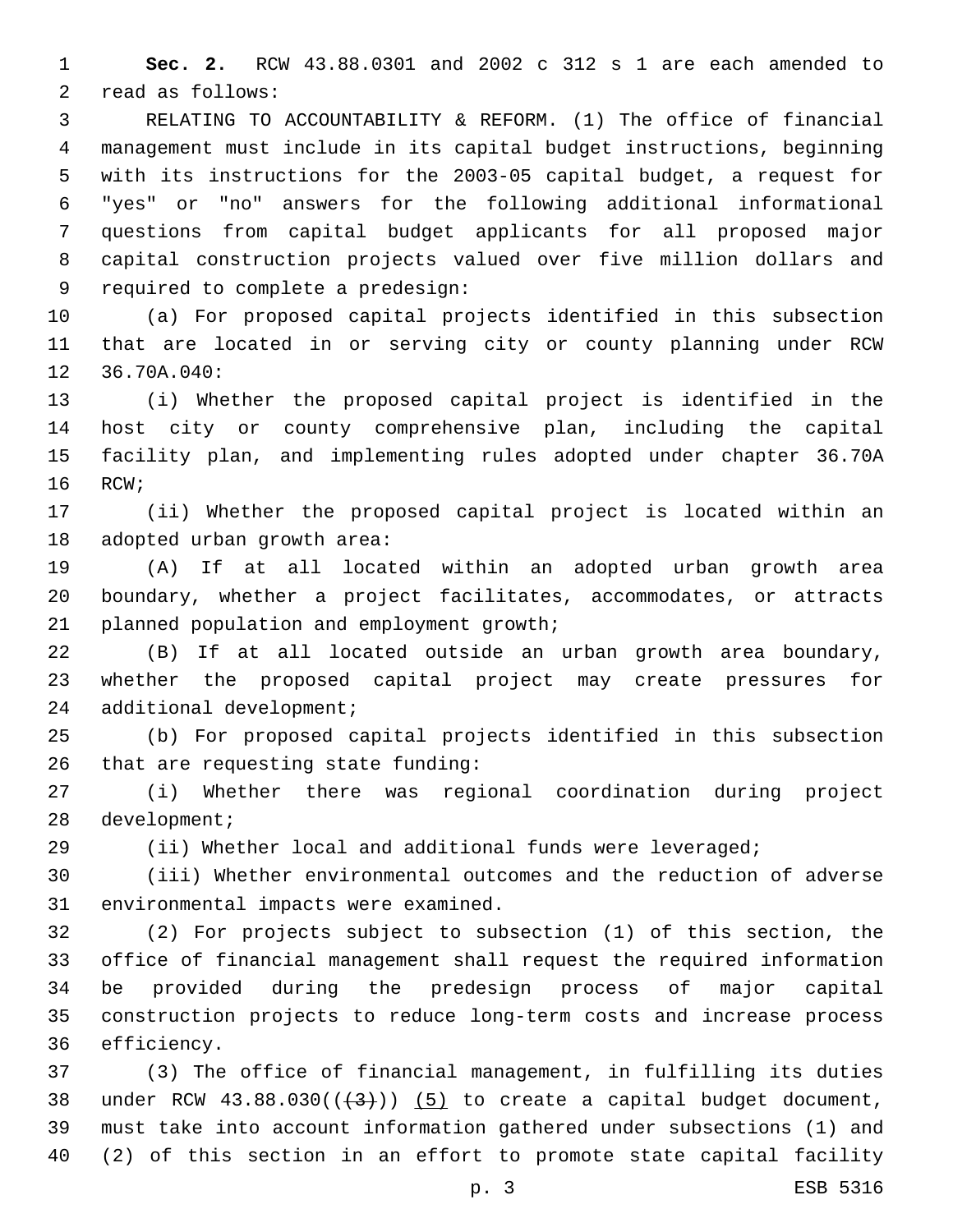**Sec. 2.** RCW 43.88.0301 and 2002 c 312 s 1 are each amended to read as follows:

RELATING TO ACCOUNTABILITY & REFORM. (1) The office of financial management must include in its capital budget instructions, beginning with its instructions for the 2003-05 capital budget, a request for "yes" or "no" answers for the following additional informational questions from capital budget applicants for all proposed major capital construction projects valued over five million dollars and required to complete a predesign:

(a) For proposed capital projects identified in this subsection that are located in or serving city or county planning under RCW 36.70A.040:

(i) Whether the proposed capital project is identified in the host city or county comprehensive plan, including the capital facility plan, and implementing rules adopted under chapter 36.70A RCW;

(ii) Whether the proposed capital project is located within an adopted urban growth area:

(A) If at all located within an adopted urban growth area boundary, whether a project facilitates, accommodates, or attracts planned population and employment growth;

(B) If at all located outside an urban growth area boundary, whether the proposed capital project may create pressures for additional development;

(b) For proposed capital projects identified in this subsection that are requesting state funding:

(i) Whether there was regional coordination during project development;

(ii) Whether local and additional funds were leveraged;

(iii) Whether environmental outcomes and the reduction of adverse environmental impacts were examined.

(2) For projects subject to subsection (1) of this section, the office of financial management shall request the required information be provided during the predesign process of major capital construction projects to reduce long-term costs and increase process efficiency.

(3) The office of financial management, in fulfilling its duties under RCW 43.88.030((~~(3)~~)) (5) to create a capital budget document, must take into account information gathered under subsections (1) and (2) of this section in an effort to promote state capital facility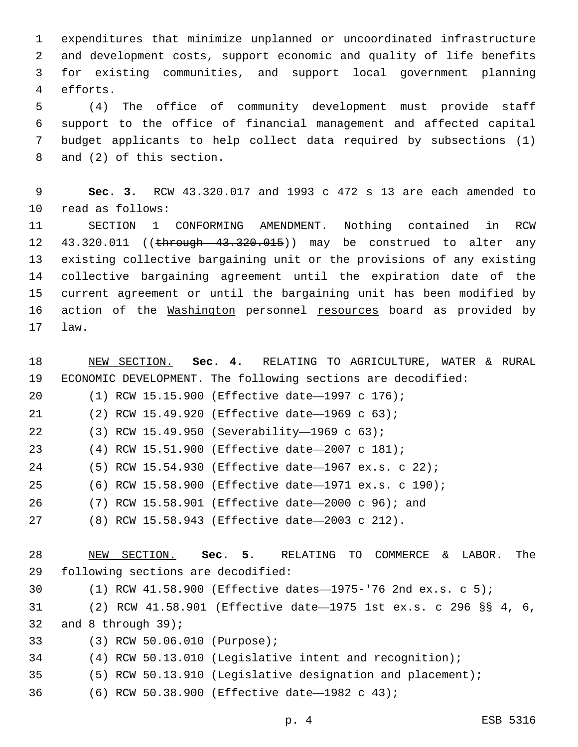expenditures that minimize unplanned or uncoordinated infrastructure and development costs, support economic and quality of life benefits for existing communities, and support local government planning efforts.

(4) The office of community development must provide staff support to the office of financial management and affected capital budget applicants to help collect data required by subsections (1) and (2) of this section.

**Sec. 3.** RCW 43.320.017 and 1993 c 472 s 13 are each amended to read as follows:

SECTION 1 CONFORMING AMENDMENT. Nothing contained in RCW 43.320.011 ((~~through 43.320.015~~)) may be construed to alter any existing collective bargaining unit or the provisions of any existing collective bargaining agreement until the expiration date of the current agreement or until the bargaining unit has been modified by action of the <u>Washington</u> personnel <u>resources</u> board as provided by law.

<u>NEW SECTION.</u> **Sec. 4.** RELATING TO AGRICULTURE, WATER & RURAL ECONOMIC DEVELOPMENT. The following sections are decodified:

(1) RCW 15.15.900 (Effective date—1997 c 176);

(2) RCW 15.49.920 (Effective date—1969 c 63);

(3) RCW 15.49.950 (Severability—1969 c 63);

(4) RCW 15.51.900 (Effective date—2007 c 181);

(5) RCW 15.54.930 (Effective date—1967 ex.s. c 22);

(6) RCW 15.58.900 (Effective date—1971 ex.s. c 190);

(7) RCW 15.58.901 (Effective date—2000 c 96); and

(8) RCW 15.58.943 (Effective date—2003 c 212).

<u>NEW SECTION.</u> **Sec. 5.** RELATING TO COMMERCE & LABOR. The following sections are decodified:

(1) RCW 41.58.900 (Effective dates—1975-'76 2nd ex.s. c 5);

(2) RCW 41.58.901 (Effective date—1975 1st ex.s. c 296 §§ 4, 6, and 8 through 39);

(3) RCW 50.06.010 (Purpose);

(4) RCW 50.13.010 (Legislative intent and recognition);

(5) RCW 50.13.910 (Legislative designation and placement);

(6) RCW 50.38.900 (Effective date—1982 c 43);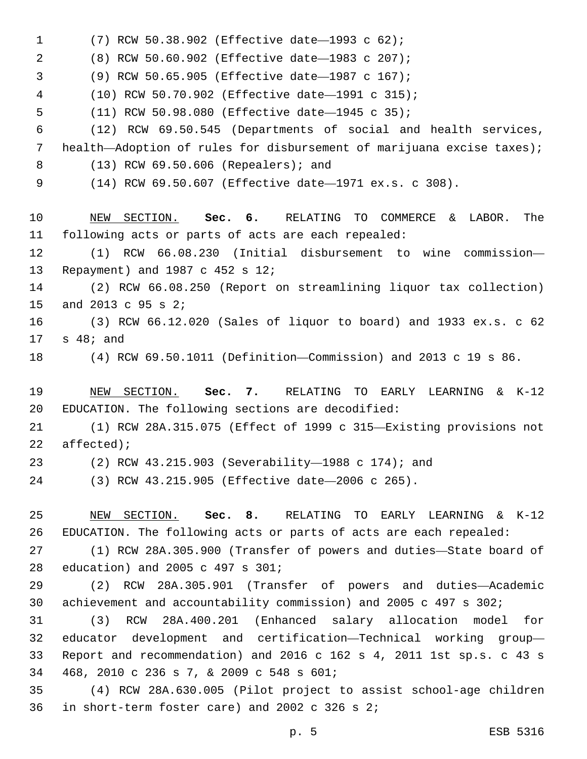(7) RCW 50.38.902 (Effective date—1993 c 62);

(8) RCW 50.60.902 (Effective date—1983 c 207);

(9) RCW 50.65.905 (Effective date—1987 c 167);

(10) RCW 50.70.902 (Effective date—1991 c 315);

(11) RCW 50.98.080 (Effective date—1945 c 35);

(12) RCW 69.50.545 (Departments of social and health services, health—Adoption of rules for disbursement of marijuana excise taxes);

(13) RCW 69.50.606 (Repealers); and

(14) RCW 69.50.607 (Effective date—1971 ex.s. c 308).

NEW SECTION. **Sec. 6.** RELATING TO COMMERCE & LABOR. The following acts or parts of acts are each repealed:

(1) RCW 66.08.230 (Initial disbursement to wine commission—Repayment) and 1987 c 452 s 12;

(2) RCW 66.08.250 (Report on streamlining liquor tax collection) and 2013 c 95 s 2;

(3) RCW 66.12.020 (Sales of liquor to board) and 1933 ex.s. c 62 s 48; and

(4) RCW 69.50.1011 (Definition—Commission) and 2013 c 19 s 86.

NEW SECTION. **Sec. 7.** RELATING TO EARLY LEARNING & K-12 EDUCATION. The following sections are decodified:

(1) RCW 28A.315.075 (Effect of 1999 c 315—Existing provisions not affected);

(2) RCW 43.215.903 (Severability—1988 c 174); and

(3) RCW 43.215.905 (Effective date—2006 c 265).

NEW SECTION. **Sec. 8.** RELATING TO EARLY LEARNING & K-12 EDUCATION. The following acts or parts of acts are each repealed:

(1) RCW 28A.305.900 (Transfer of powers and duties—State board of education) and 2005 c 497 s 301;

(2) RCW 28A.305.901 (Transfer of powers and duties—Academic achievement and accountability commission) and 2005 c 497 s 302;

(3) RCW 28A.400.201 (Enhanced salary allocation model for educator development and certification—Technical working group—Report and recommendation) and 2016 c 162 s 4, 2011 1st sp.s. c 43 s 468, 2010 c 236 s 7, & 2009 c 548 s 601;

(4) RCW 28A.630.005 (Pilot project to assist school-age children in short-term foster care) and 2002 c 326 s 2;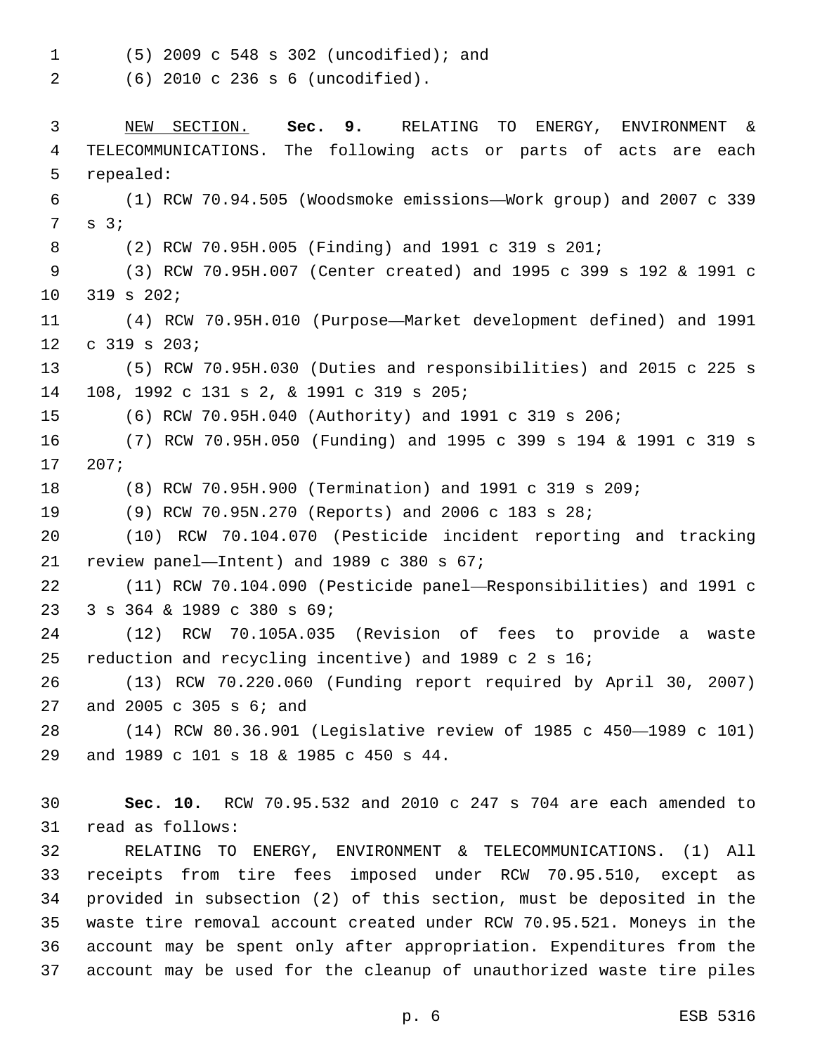(5) 2009 c 548 s 302 (uncodified); and

(6) 2010 c 236 s 6 (uncodified).

NEW SECTION. **Sec. 9.** RELATING TO ENERGY, ENVIRONMENT & TELECOMMUNICATIONS. The following acts or parts of acts are each repealed:

(1) RCW 70.94.505 (Woodsmoke emissions—Work group) and 2007 c 339 s 3;

(2) RCW 70.95H.005 (Finding) and 1991 c 319 s 201;

(3) RCW 70.95H.007 (Center created) and 1995 c 399 s 192 & 1991 c 319 s 202;

(4) RCW 70.95H.010 (Purpose—Market development defined) and 1991 c 319 s 203;

(5) RCW 70.95H.030 (Duties and responsibilities) and 2015 c 225 s 108, 1992 c 131 s 2, & 1991 c 319 s 205;

(6) RCW 70.95H.040 (Authority) and 1991 c 319 s 206;

(7) RCW 70.95H.050 (Funding) and 1995 c 399 s 194 & 1991 c 319 s 207;

(8) RCW 70.95H.900 (Termination) and 1991 c 319 s 209;

(9) RCW 70.95N.270 (Reports) and 2006 c 183 s 28;

(10) RCW 70.104.070 (Pesticide incident reporting and tracking review panel—Intent) and 1989 c 380 s 67;

(11) RCW 70.104.090 (Pesticide panel—Responsibilities) and 1991 c 3 s 364 & 1989 c 380 s 69;

(12) RCW 70.105A.035 (Revision of fees to provide a waste reduction and recycling incentive) and 1989 c 2 s 16;

(13) RCW 70.220.060 (Funding report required by April 30, 2007) and 2005 c 305 s 6; and

(14) RCW 80.36.901 (Legislative review of 1985 c 450—1989 c 101) and 1989 c 101 s 18 & 1985 c 450 s 44.

**Sec. 10.** RCW 70.95.532 and 2010 c 247 s 704 are each amended to read as follows:

RELATING TO ENERGY, ENVIRONMENT & TELECOMMUNICATIONS. (1) All receipts from tire fees imposed under RCW 70.95.510, except as provided in subsection (2) of this section, must be deposited in the waste tire removal account created under RCW 70.95.521. Moneys in the account may be spent only after appropriation. Expenditures from the account may be used for the cleanup of unauthorized waste tire piles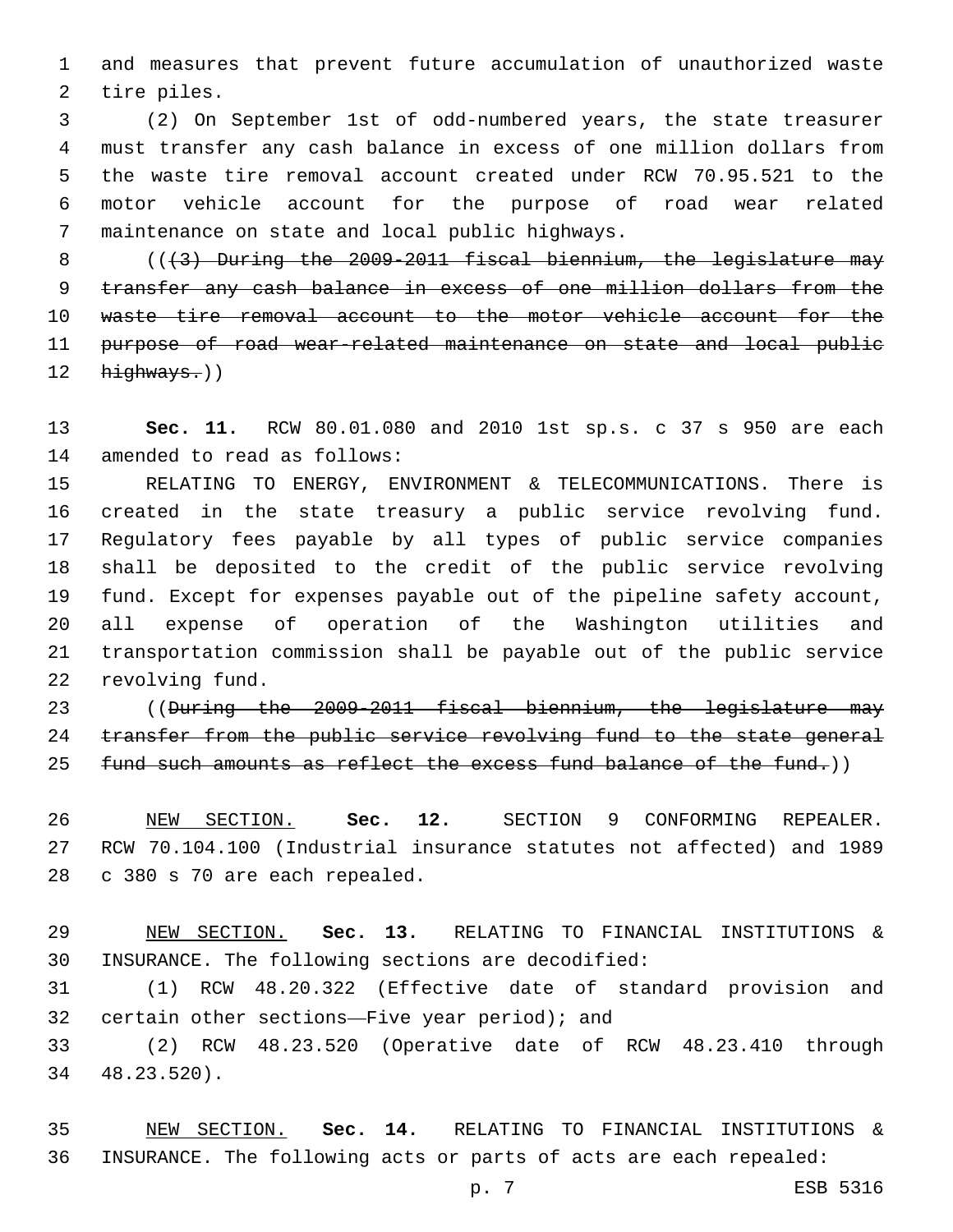and measures that prevent future accumulation of unauthorized waste tire piles.

(2) On September 1st of odd-numbered years, the state treasurer must transfer any cash balance in excess of one million dollars from the waste tire removal account created under RCW 70.95.521 to the motor vehicle account for the purpose of road wear related maintenance on state and local public highways.

((~~(3) During the 2009-2011 fiscal biennium, the legislature may transfer any cash balance in excess of one million dollars from the waste tire removal account to the motor vehicle account for the purpose of road wear-related maintenance on state and local public highways.~~))

**Sec. 11.** RCW 80.01.080 and 2010 1st sp.s. c 37 s 950 are each amended to read as follows:

RELATING TO ENERGY, ENVIRONMENT & TELECOMMUNICATIONS. There is created in the state treasury a public service revolving fund. Regulatory fees payable by all types of public service companies shall be deposited to the credit of the public service revolving fund. Except for expenses payable out of the pipeline safety account, all expense of operation of the Washington utilities and transportation commission shall be payable out of the public service revolving fund.

((~~During the 2009-2011 fiscal biennium, the legislature may transfer from the public service revolving fund to the state general fund such amounts as reflect the excess fund balance of the fund.~~))

NEW SECTION. **Sec. 12.** SECTION 9 CONFORMING REPEALER. RCW 70.104.100 (Industrial insurance statutes not affected) and 1989 c 380 s 70 are each repealed.

NEW SECTION. **Sec. 13.** RELATING TO FINANCIAL INSTITUTIONS & INSURANCE. The following sections are decodified:

(1) RCW 48.20.322 (Effective date of standard provision and certain other sections—Five year period); and

(2) RCW 48.23.520 (Operative date of RCW 48.23.410 through 48.23.520).

NEW SECTION. **Sec. 14.** RELATING TO FINANCIAL INSTITUTIONS & INSURANCE. The following acts or parts of acts are each repealed: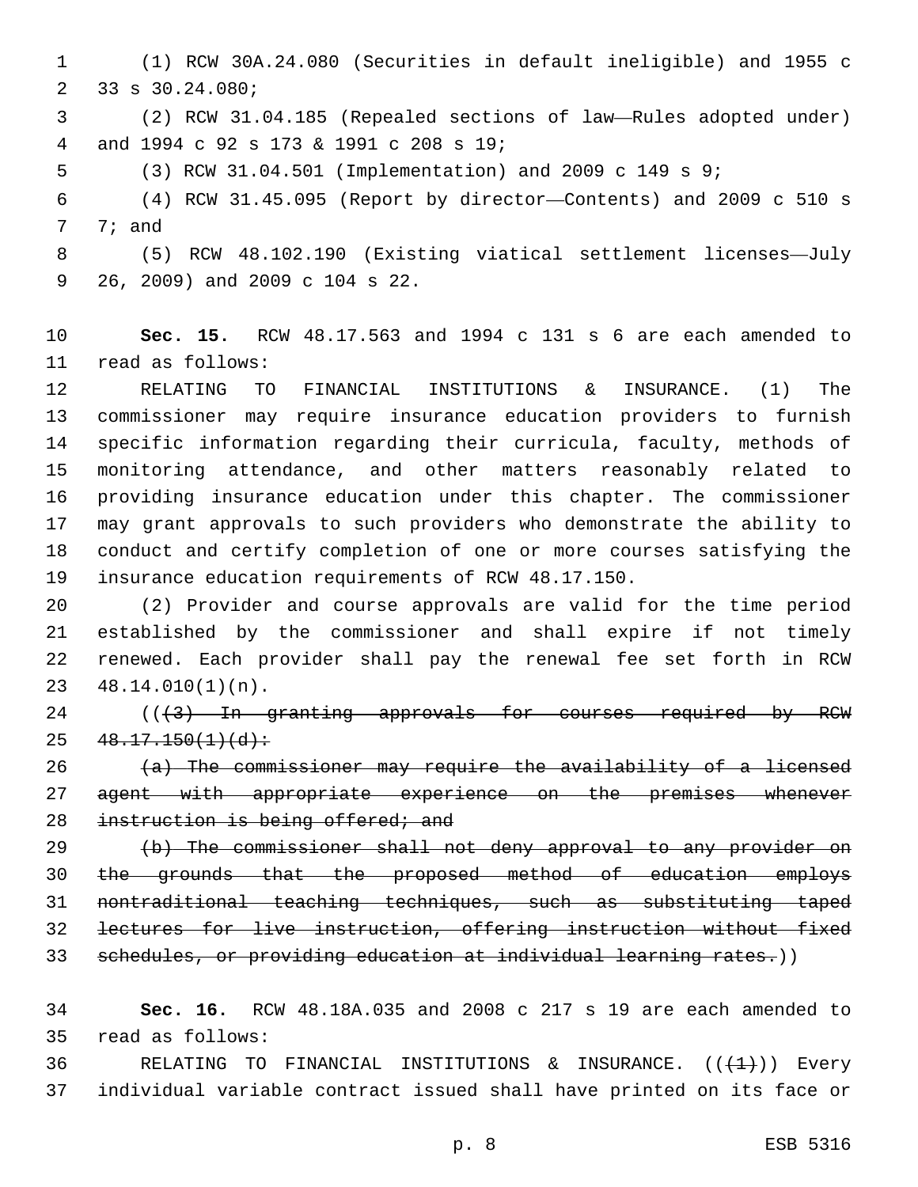(1) RCW 30A.24.080 (Securities in default ineligible) and 1955 c 33 s 30.24.080;

(2) RCW 31.04.185 (Repealed sections of law—Rules adopted under) and 1994 c 92 s 173 & 1991 c 208 s 19;

(3) RCW 31.04.501 (Implementation) and 2009 c 149 s 9;

(4) RCW 31.45.095 (Report by director—Contents) and 2009 c 510 s 7; and

(5) RCW 48.102.190 (Existing viatical settlement licenses—July 26, 2009) and 2009 c 104 s 22.

**Sec. 15.** RCW 48.17.563 and 1994 c 131 s 6 are each amended to read as follows:

RELATING TO FINANCIAL INSTITUTIONS & INSURANCE. (1) The commissioner may require insurance education providers to furnish specific information regarding their curricula, faculty, methods of monitoring attendance, and other matters reasonably related to providing insurance education under this chapter. The commissioner may grant approvals to such providers who demonstrate the ability to conduct and certify completion of one or more courses satisfying the insurance education requirements of RCW 48.17.150.

(2) Provider and course approvals are valid for the time period established by the commissioner and shall expire if not timely renewed. Each provider shall pay the renewal fee set forth in RCW 48.14.010(1)(n).

((~~(3) In granting approvals for courses required by RCW 48.17.150(1)(d):~~

~~(a) The commissioner may require the availability of a licensed agent with appropriate experience on the premises whenever instruction is being offered; and~~

~~(b) The commissioner shall not deny approval to any provider on the grounds that the proposed method of education employs nontraditional teaching techniques, such as substituting taped lectures for live instruction, offering instruction without fixed schedules, or providing education at individual learning rates.~~))

**Sec. 16.** RCW 48.18A.035 and 2008 c 217 s 19 are each amended to read as follows:

RELATING TO FINANCIAL INSTITUTIONS & INSURANCE. ((~~(1)~~)) Every individual variable contract issued shall have printed on its face or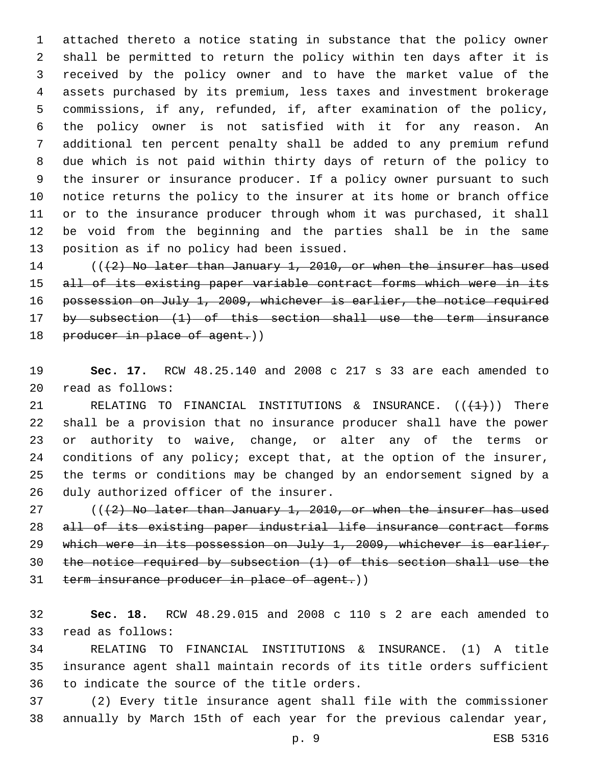attached thereto a notice stating in substance that the policy owner shall be permitted to return the policy within ten days after it is received by the policy owner and to have the market value of the assets purchased by its premium, less taxes and investment brokerage commissions, if any, refunded, if, after examination of the policy, the policy owner is not satisfied with it for any reason. An additional ten percent penalty shall be added to any premium refund due which is not paid within thirty days of return of the policy to the insurer or insurance producer. If a policy owner pursuant to such notice returns the policy to the insurer at its home or branch office or to the insurance producer through whom it was purchased, it shall be void from the beginning and the parties shall be in the same position as if no policy had been issued.

((~~(2) No later than January 1, 2010, or when the insurer has used all of its existing paper variable contract forms which were in its possession on July 1, 2009, whichever is earlier, the notice required by subsection (1) of this section shall use the term insurance producer in place of agent.~~))

**Sec. 17.** RCW 48.25.140 and 2008 c 217 s 33 are each amended to read as follows:

RELATING TO FINANCIAL INSTITUTIONS & INSURANCE. ((~~(1)~~)) There shall be a provision that no insurance producer shall have the power or authority to waive, change, or alter any of the terms or conditions of any policy; except that, at the option of the insurer, the terms or conditions may be changed by an endorsement signed by a duly authorized officer of the insurer.

((~~(2) No later than January 1, 2010, or when the insurer has used all of its existing paper industrial life insurance contract forms which were in its possession on July 1, 2009, whichever is earlier, the notice required by subsection (1) of this section shall use the term insurance producer in place of agent.~~))

**Sec. 18.** RCW 48.29.015 and 2008 c 110 s 2 are each amended to read as follows:

RELATING TO FINANCIAL INSTITUTIONS & INSURANCE. (1) A title insurance agent shall maintain records of its title orders sufficient to indicate the source of the title orders.

(2) Every title insurance agent shall file with the commissioner annually by March 15th of each year for the previous calendar year,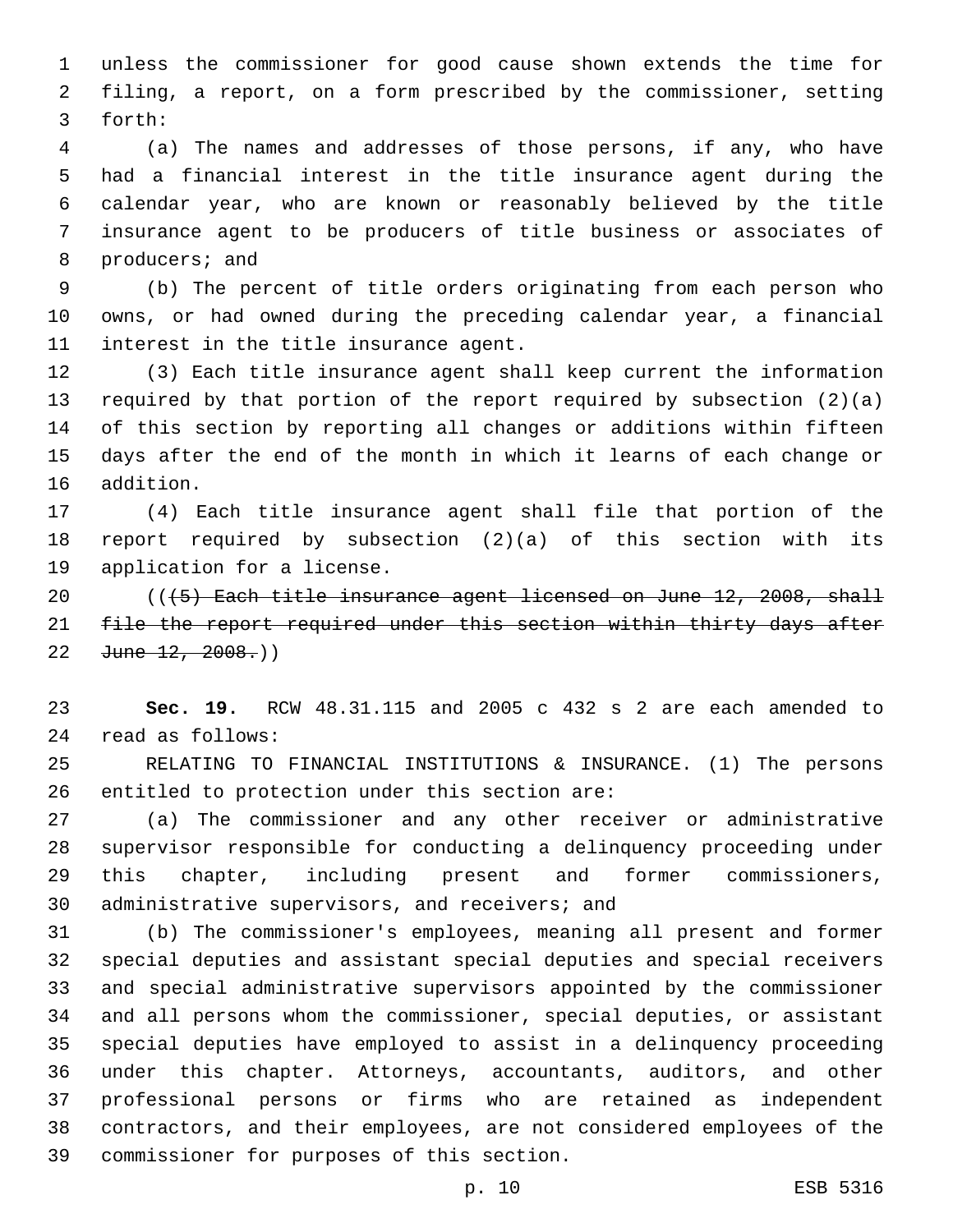unless the commissioner for good cause shown extends the time for filing, a report, on a form prescribed by the commissioner, setting forth:

(a) The names and addresses of those persons, if any, who have had a financial interest in the title insurance agent during the calendar year, who are known or reasonably believed by the title insurance agent to be producers of title business or associates of producers; and

(b) The percent of title orders originating from each person who owns, or had owned during the preceding calendar year, a financial interest in the title insurance agent.

(3) Each title insurance agent shall keep current the information required by that portion of the report required by subsection (2)(a) of this section by reporting all changes or additions within fifteen days after the end of the month in which it learns of each change or addition.

(4) Each title insurance agent shall file that portion of the report required by subsection (2)(a) of this section with its application for a license.

((~~(5) Each title insurance agent licensed on June 12, 2008, shall file the report required under this section within thirty days after June 12, 2008.~~))

**Sec. 19.** RCW 48.31.115 and 2005 c 432 s 2 are each amended to read as follows:

RELATING TO FINANCIAL INSTITUTIONS & INSURANCE. (1) The persons entitled to protection under this section are:

(a) The commissioner and any other receiver or administrative supervisor responsible for conducting a delinquency proceeding under this chapter, including present and former commissioners, administrative supervisors, and receivers; and

(b) The commissioner's employees, meaning all present and former special deputies and assistant special deputies and special receivers and special administrative supervisors appointed by the commissioner and all persons whom the commissioner, special deputies, or assistant special deputies have employed to assist in a delinquency proceeding under this chapter. Attorneys, accountants, auditors, and other professional persons or firms who are retained as independent contractors, and their employees, are not considered employees of the commissioner for purposes of this section.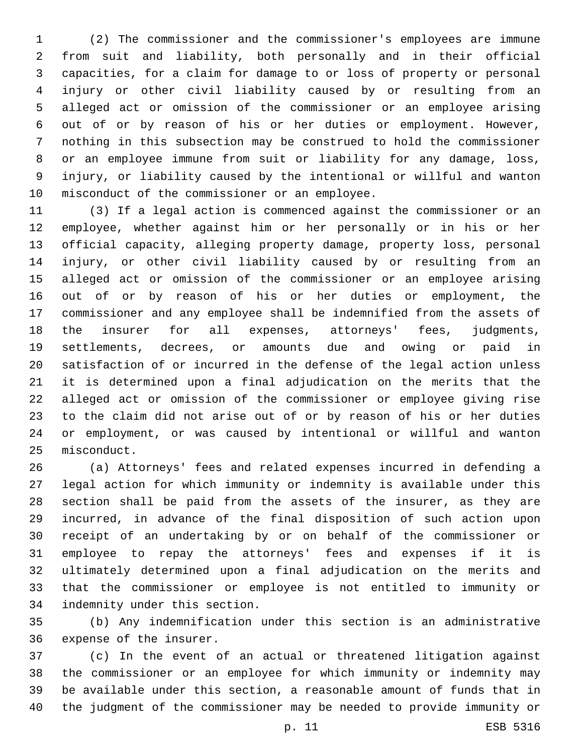(2) The commissioner and the commissioner's employees are immune from suit and liability, both personally and in their official capacities, for a claim for damage to or loss of property or personal injury or other civil liability caused by or resulting from an alleged act or omission of the commissioner or an employee arising out of or by reason of his or her duties or employment. However, nothing in this subsection may be construed to hold the commissioner or an employee immune from suit or liability for any damage, loss, injury, or liability caused by the intentional or willful and wanton misconduct of the commissioner or an employee.

(3) If a legal action is commenced against the commissioner or an employee, whether against him or her personally or in his or her official capacity, alleging property damage, property loss, personal injury, or other civil liability caused by or resulting from an alleged act or omission of the commissioner or an employee arising out of or by reason of his or her duties or employment, the commissioner and any employee shall be indemnified from the assets of the insurer for all expenses, attorneys' fees, judgments, settlements, decrees, or amounts due and owing or paid in satisfaction of or incurred in the defense of the legal action unless it is determined upon a final adjudication on the merits that the alleged act or omission of the commissioner or employee giving rise to the claim did not arise out of or by reason of his or her duties or employment, or was caused by intentional or willful and wanton misconduct.

(a) Attorneys' fees and related expenses incurred in defending a legal action for which immunity or indemnity is available under this section shall be paid from the assets of the insurer, as they are incurred, in advance of the final disposition of such action upon receipt of an undertaking by or on behalf of the commissioner or employee to repay the attorneys' fees and expenses if it is ultimately determined upon a final adjudication on the merits and that the commissioner or employee is not entitled to immunity or indemnity under this section.

(b) Any indemnification under this section is an administrative expense of the insurer.

(c) In the event of an actual or threatened litigation against the commissioner or an employee for which immunity or indemnity may be available under this section, a reasonable amount of funds that in the judgment of the commissioner may be needed to provide immunity or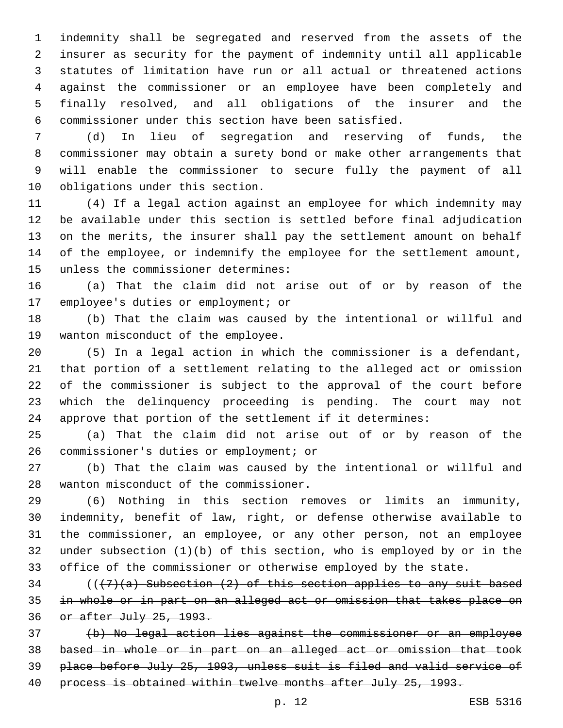indemnity shall be segregated and reserved from the assets of the insurer as security for the payment of indemnity until all applicable statutes of limitation have run or all actual or threatened actions against the commissioner or an employee have been completely and finally resolved, and all obligations of the insurer and the commissioner under this section have been satisfied.

(d) In lieu of segregation and reserving of funds, the commissioner may obtain a surety bond or make other arrangements that will enable the commissioner to secure fully the payment of all obligations under this section.

(4) If a legal action against an employee for which indemnity may be available under this section is settled before final adjudication on the merits, the insurer shall pay the settlement amount on behalf of the employee, or indemnify the employee for the settlement amount, unless the commissioner determines:

(a) That the claim did not arise out of or by reason of the employee's duties or employment; or

(b) That the claim was caused by the intentional or willful and wanton misconduct of the employee.

(5) In a legal action in which the commissioner is a defendant, that portion of a settlement relating to the alleged act or omission of the commissioner is subject to the approval of the court before which the delinquency proceeding is pending. The court may not approve that portion of the settlement if it determines:

(a) That the claim did not arise out of or by reason of the commissioner's duties or employment; or

(b) That the claim was caused by the intentional or willful and wanton misconduct of the commissioner.

(6) Nothing in this section removes or limits an immunity, indemnity, benefit of law, right, or defense otherwise available to the commissioner, an employee, or any other person, not an employee under subsection (1)(b) of this section, who is employed by or in the office of the commissioner or otherwise employed by the state.

((~~(7)(a) Subsection (2) of this section applies to any suit based in whole or in part on an alleged act or omission that takes place on or after July 25, 1993.~~

~~(b) No legal action lies against the commissioner or an employee based in whole or in part on an alleged act or omission that took place before July 25, 1993, unless suit is filed and valid service of process is obtained within twelve months after July 25, 1993.~~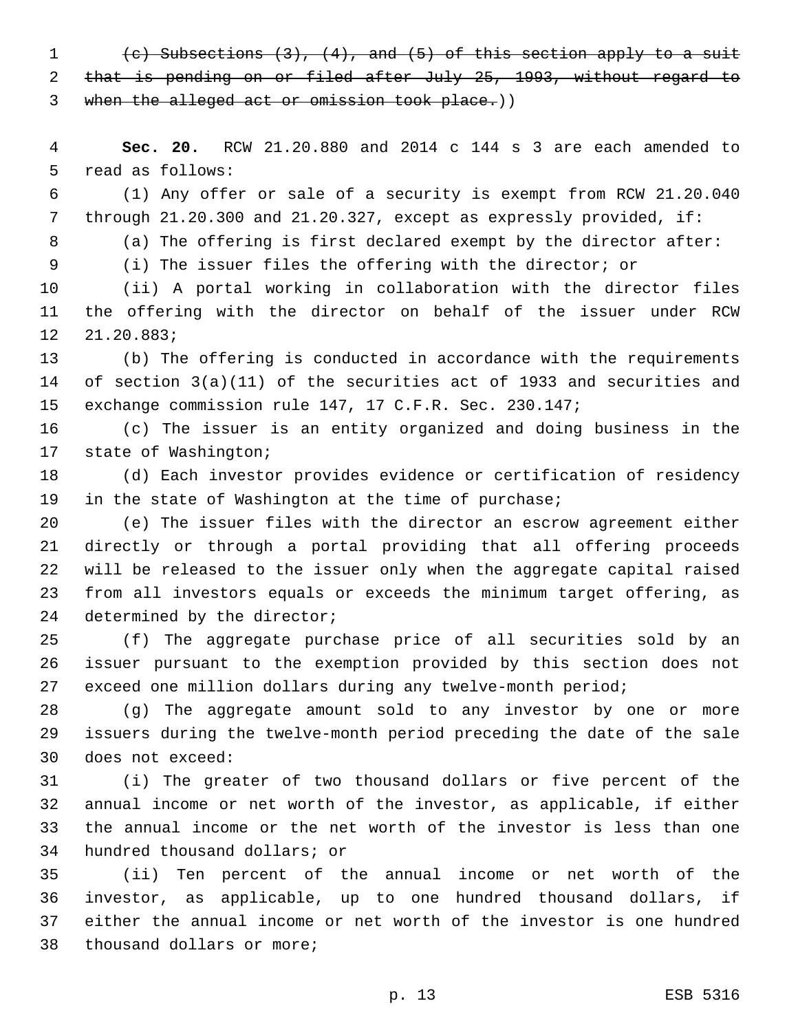~~(c) Subsections (3), (4), and (5) of this section apply to a suit that is pending on or filed after July 25, 1993, without regard to when the alleged act or omission took place.~~))

**Sec. 20.** RCW 21.20.880 and 2014 c 144 s 3 are each amended to read as follows:

(1) Any offer or sale of a security is exempt from RCW 21.20.040 through 21.20.300 and 21.20.327, except as expressly provided, if:

(a) The offering is first declared exempt by the director after:

(i) The issuer files the offering with the director; or

(ii) A portal working in collaboration with the director files the offering with the director on behalf of the issuer under RCW 21.20.883;

(b) The offering is conducted in accordance with the requirements of section 3(a)(11) of the securities act of 1933 and securities and exchange commission rule 147, 17 C.F.R. Sec. 230.147;

(c) The issuer is an entity organized and doing business in the state of Washington;

(d) Each investor provides evidence or certification of residency in the state of Washington at the time of purchase;

(e) The issuer files with the director an escrow agreement either directly or through a portal providing that all offering proceeds will be released to the issuer only when the aggregate capital raised from all investors equals or exceeds the minimum target offering, as determined by the director;

(f) The aggregate purchase price of all securities sold by an issuer pursuant to the exemption provided by this section does not exceed one million dollars during any twelve-month period;

(g) The aggregate amount sold to any investor by one or more issuers during the twelve-month period preceding the date of the sale does not exceed:

(i) The greater of two thousand dollars or five percent of the annual income or net worth of the investor, as applicable, if either the annual income or the net worth of the investor is less than one hundred thousand dollars; or

(ii) Ten percent of the annual income or net worth of the investor, as applicable, up to one hundred thousand dollars, if either the annual income or net worth of the investor is one hundred thousand dollars or more;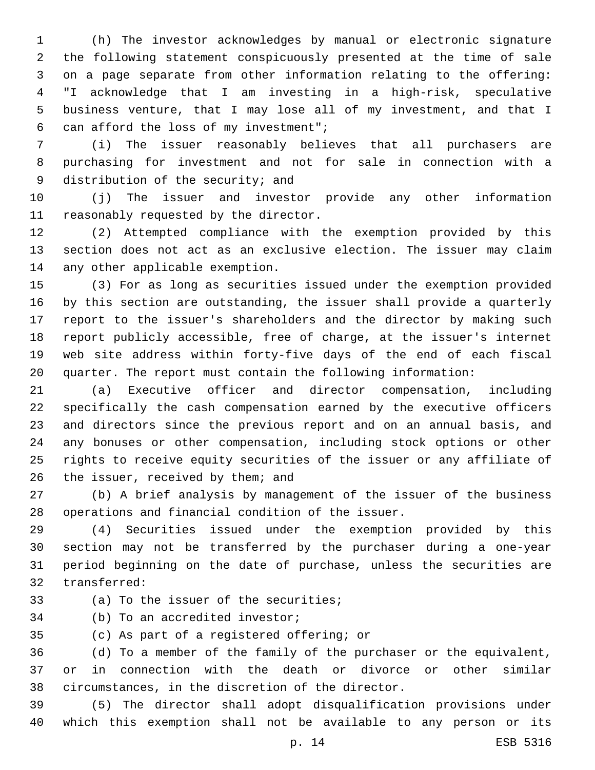(h) The investor acknowledges by manual or electronic signature the following statement conspicuously presented at the time of sale on a page separate from other information relating to the offering: "I acknowledge that I am investing in a high-risk, speculative business venture, that I may lose all of my investment, and that I can afford the loss of my investment";

(i) The issuer reasonably believes that all purchasers are purchasing for investment and not for sale in connection with a distribution of the security; and

(j) The issuer and investor provide any other information reasonably requested by the director.

(2) Attempted compliance with the exemption provided by this section does not act as an exclusive election. The issuer may claim any other applicable exemption.

(3) For as long as securities issued under the exemption provided by this section are outstanding, the issuer shall provide a quarterly report to the issuer's shareholders and the director by making such report publicly accessible, free of charge, at the issuer's internet web site address within forty-five days of the end of each fiscal quarter. The report must contain the following information:

(a) Executive officer and director compensation, including specifically the cash compensation earned by the executive officers and directors since the previous report and on an annual basis, and any bonuses or other compensation, including stock options or other rights to receive equity securities of the issuer or any affiliate of the issuer, received by them; and

(b) A brief analysis by management of the issuer of the business operations and financial condition of the issuer.

(4) Securities issued under the exemption provided by this section may not be transferred by the purchaser during a one-year period beginning on the date of purchase, unless the securities are transferred:

(a) To the issuer of the securities;

(b) To an accredited investor;

(c) As part of a registered offering; or

(d) To a member of the family of the purchaser or the equivalent, or in connection with the death or divorce or other similar circumstances, in the discretion of the director.

(5) The director shall adopt disqualification provisions under which this exemption shall not be available to any person or its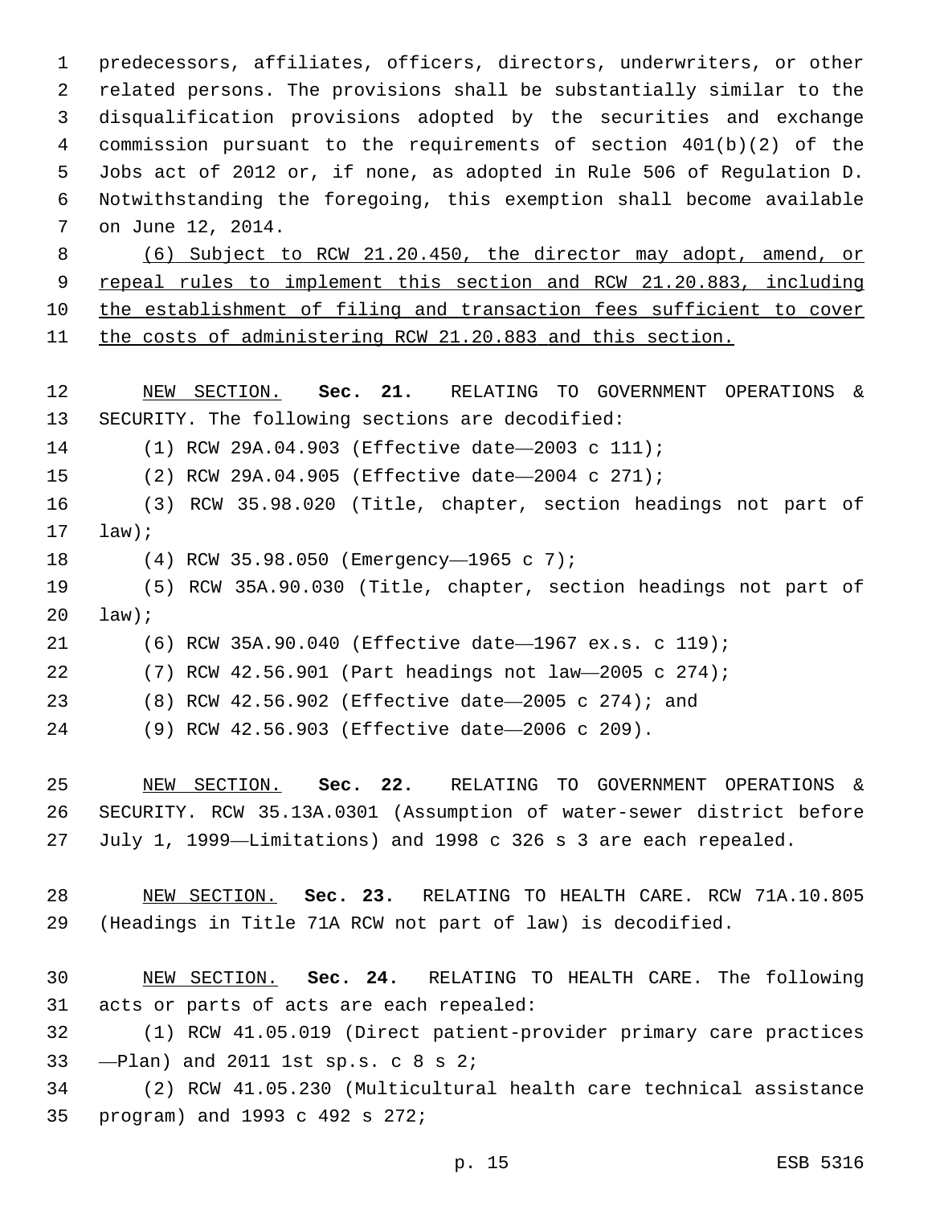predecessors, affiliates, officers, directors, underwriters, or other related persons. The provisions shall be substantially similar to the disqualification provisions adopted by the securities and exchange commission pursuant to the requirements of section 401(b)(2) of the Jobs act of 2012 or, if none, as adopted in Rule 506 of Regulation D. Notwithstanding the foregoing, this exemption shall become available on June 12, 2014.

(6) Subject to RCW 21.20.450, the director may adopt, amend, or repeal rules to implement this section and RCW 21.20.883, including the establishment of filing and transaction fees sufficient to cover the costs of administering RCW 21.20.883 and this section.

NEW SECTION. **Sec. 21.** RELATING TO GOVERNMENT OPERATIONS & SECURITY. The following sections are decodified:

(1) RCW 29A.04.903 (Effective date—2003 c 111);

(2) RCW 29A.04.905 (Effective date—2004 c 271);

(3) RCW 35.98.020 (Title, chapter, section headings not part of law);

(4) RCW 35.98.050 (Emergency—1965 c 7);

(5) RCW 35A.90.030 (Title, chapter, section headings not part of law);

(6) RCW 35A.90.040 (Effective date—1967 ex.s. c 119);

(7) RCW 42.56.901 (Part headings not law—2005 c 274);

(8) RCW 42.56.902 (Effective date—2005 c 274); and

(9) RCW 42.56.903 (Effective date—2006 c 209).

NEW SECTION. **Sec. 22.** RELATING TO GOVERNMENT OPERATIONS & SECURITY. RCW 35.13A.0301 (Assumption of water-sewer district before July 1, 1999—Limitations) and 1998 c 326 s 3 are each repealed.

NEW SECTION. **Sec. 23.** RELATING TO HEALTH CARE. RCW 71A.10.805 (Headings in Title 71A RCW not part of law) is decodified.

NEW SECTION. **Sec. 24.** RELATING TO HEALTH CARE. The following acts or parts of acts are each repealed:

(1) RCW 41.05.019 (Direct patient-provider primary care practices —Plan) and 2011 1st sp.s. c 8 s 2;

(2) RCW 41.05.230 (Multicultural health care technical assistance program) and 1993 c 492 s 272;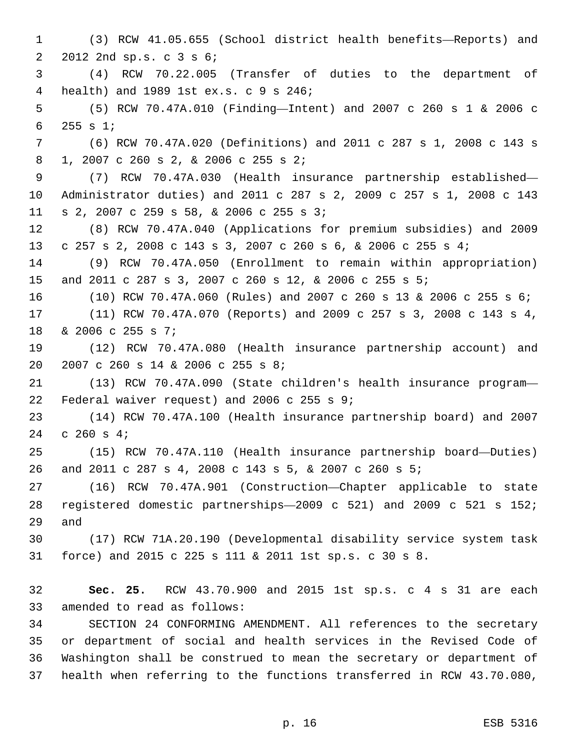(3) RCW 41.05.655 (School district health benefits—Reports) and 2012 2nd sp.s. c 3 s 6;

(4) RCW 70.22.005 (Transfer of duties to the department of health) and 1989 1st ex.s. c 9 s 246;

(5) RCW 70.47A.010 (Finding—Intent) and 2007 c 260 s 1 & 2006 c 255 s 1;

(6) RCW 70.47A.020 (Definitions) and 2011 c 287 s 1, 2008 c 143 s 1, 2007 c 260 s 2, & 2006 c 255 s 2;

(7) RCW 70.47A.030 (Health insurance partnership established—Administrator duties) and 2011 c 287 s 2, 2009 c 257 s 1, 2008 c 143 s 2, 2007 c 259 s 58, & 2006 c 255 s 3;

(8) RCW 70.47A.040 (Applications for premium subsidies) and 2009 c 257 s 2, 2008 c 143 s 3, 2007 c 260 s 6, & 2006 c 255 s 4;

(9) RCW 70.47A.050 (Enrollment to remain within appropriation) and 2011 c 287 s 3, 2007 c 260 s 12, & 2006 c 255 s 5;

(10) RCW 70.47A.060 (Rules) and 2007 c 260 s 13 & 2006 c 255 s 6;

(11) RCW 70.47A.070 (Reports) and 2009 c 257 s 3, 2008 c 143 s 4, & 2006 c 255 s 7;

(12) RCW 70.47A.080 (Health insurance partnership account) and 2007 c 260 s 14 & 2006 c 255 s 8;

(13) RCW 70.47A.090 (State children's health insurance program—Federal waiver request) and 2006 c 255 s 9;

(14) RCW 70.47A.100 (Health insurance partnership board) and 2007 c 260 s 4;

(15) RCW 70.47A.110 (Health insurance partnership board—Duties) and 2011 c 287 s 4, 2008 c 143 s 5, & 2007 c 260 s 5;

(16) RCW 70.47A.901 (Construction—Chapter applicable to state registered domestic partnerships—2009 c 521) and 2009 c 521 s 152; and

(17) RCW 71A.20.190 (Developmental disability service system task force) and 2015 c 225 s 111 & 2011 1st sp.s. c 30 s 8.

**Sec. 25.** RCW 43.70.900 and 2015 1st sp.s. c 4 s 31 are each amended to read as follows:

SECTION 24 CONFORMING AMENDMENT. All references to the secretary or department of social and health services in the Revised Code of Washington shall be construed to mean the secretary or department of health when referring to the functions transferred in RCW 43.70.080,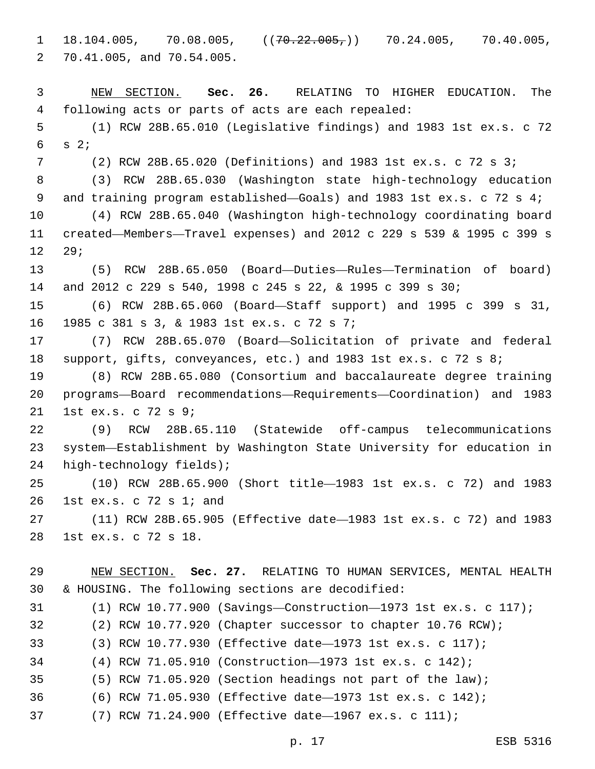18.104.005, 70.08.005, ((~~70.22.005,~~)) 70.24.005, 70.40.005, 70.41.005, and 70.54.005.

<u>NEW SECTION.</u> **Sec. 26.** RELATING TO HIGHER EDUCATION. The following acts or parts of acts are each repealed:

(1) RCW 28B.65.010 (Legislative findings) and 1983 1st ex.s. c 72 s 2;

(2) RCW 28B.65.020 (Definitions) and 1983 1st ex.s. c 72 s 3;

(3) RCW 28B.65.030 (Washington state high-technology education and training program established—Goals) and 1983 1st ex.s. c 72 s 4;

(4) RCW 28B.65.040 (Washington high-technology coordinating board created—Members—Travel expenses) and 2012 c 229 s 539 & 1995 c 399 s 29;

(5) RCW 28B.65.050 (Board—Duties—Rules—Termination of board) and 2012 c 229 s 540, 1998 c 245 s 22, & 1995 c 399 s 30;

(6) RCW 28B.65.060 (Board—Staff support) and 1995 c 399 s 31, 1985 c 381 s 3, & 1983 1st ex.s. c 72 s 7;

(7) RCW 28B.65.070 (Board—Solicitation of private and federal support, gifts, conveyances, etc.) and 1983 1st ex.s. c 72 s 8;

(8) RCW 28B.65.080 (Consortium and baccalaureate degree training programs—Board recommendations—Requirements—Coordination) and 1983 1st ex.s. c 72 s 9;

(9) RCW 28B.65.110 (Statewide off-campus telecommunications system—Establishment by Washington State University for education in high-technology fields);

(10) RCW 28B.65.900 (Short title—1983 1st ex.s. c 72) and 1983 1st ex.s. c 72 s 1; and

(11) RCW 28B.65.905 (Effective date—1983 1st ex.s. c 72) and 1983 1st ex.s. c 72 s 18.

<u>NEW SECTION.</u> **Sec. 27.** RELATING TO HUMAN SERVICES, MENTAL HEALTH & HOUSING. The following sections are decodified:

(1) RCW 10.77.900 (Savings—Construction—1973 1st ex.s. c 117);

(2) RCW 10.77.920 (Chapter successor to chapter 10.76 RCW);

(3) RCW 10.77.930 (Effective date—1973 1st ex.s. c 117);

(4) RCW 71.05.910 (Construction—1973 1st ex.s. c 142);

(5) RCW 71.05.920 (Section headings not part of the law);

(6) RCW 71.05.930 (Effective date—1973 1st ex.s. c 142);

(7) RCW 71.24.900 (Effective date—1967 ex.s. c 111);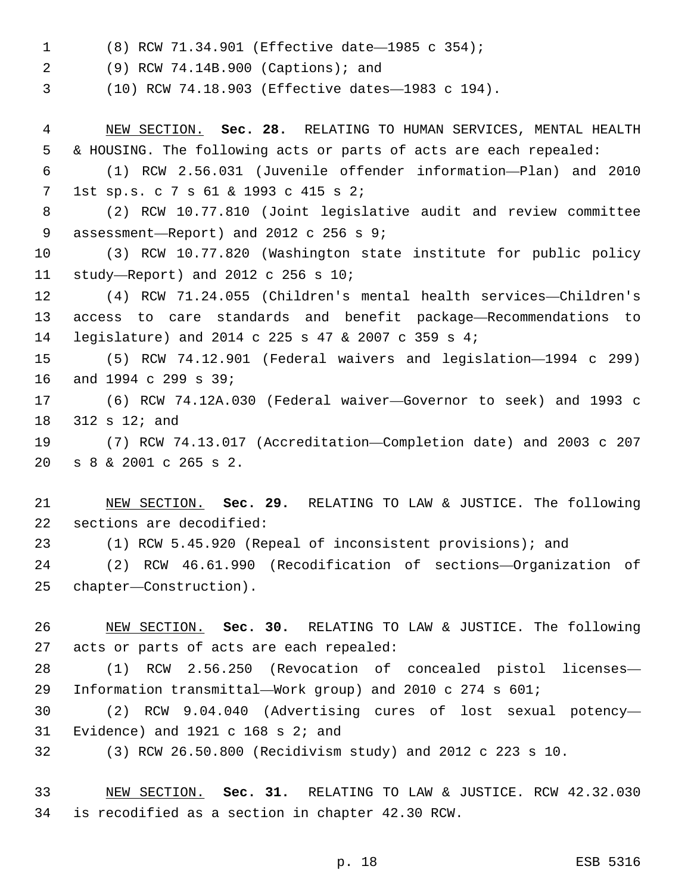(8) RCW 71.34.901 (Effective date—1985 c 354);

(9) RCW 74.14B.900 (Captions); and

(10) RCW 74.18.903 (Effective dates—1983 c 194).

NEW SECTION. **Sec. 28.** RELATING TO HUMAN SERVICES, MENTAL HEALTH & HOUSING. The following acts or parts of acts are each repealed:

(1) RCW 2.56.031 (Juvenile offender information—Plan) and 2010 1st sp.s. c 7 s 61 & 1993 c 415 s 2;

(2) RCW 10.77.810 (Joint legislative audit and review committee assessment—Report) and 2012 c 256 s 9;

(3) RCW 10.77.820 (Washington state institute for public policy study—Report) and 2012 c 256 s 10;

(4) RCW 71.24.055 (Children's mental health services—Children's access to care standards and benefit package—Recommendations to legislature) and 2014 c 225 s 47 & 2007 c 359 s 4;

(5) RCW 74.12.901 (Federal waivers and legislation—1994 c 299) and 1994 c 299 s 39;

(6) RCW 74.12A.030 (Federal waiver—Governor to seek) and 1993 c 312 s 12; and

(7) RCW 74.13.017 (Accreditation—Completion date) and 2003 c 207 s 8 & 2001 c 265 s 2.

NEW SECTION. **Sec. 29.** RELATING TO LAW & JUSTICE. The following sections are decodified:

(1) RCW 5.45.920 (Repeal of inconsistent provisions); and

(2) RCW 46.61.990 (Recodification of sections—Organization of chapter—Construction).

NEW SECTION. **Sec. 30.** RELATING TO LAW & JUSTICE. The following acts or parts of acts are each repealed:

(1) RCW 2.56.250 (Revocation of concealed pistol licenses—Information transmittal—Work group) and 2010 c 274 s 601;

(2) RCW 9.04.040 (Advertising cures of lost sexual potency—Evidence) and 1921 c 168 s 2; and

(3) RCW 26.50.800 (Recidivism study) and 2012 c 223 s 10.

NEW SECTION. **Sec. 31.** RELATING TO LAW & JUSTICE. RCW 42.32.030 is recodified as a section in chapter 42.30 RCW.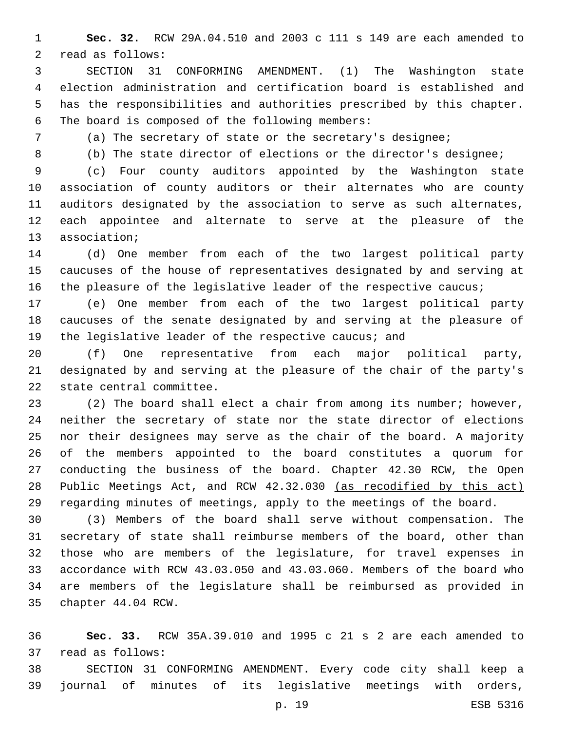**Sec. 32.** RCW 29A.04.510 and 2003 c 111 s 149 are each amended to read as follows:

SECTION 31 CONFORMING AMENDMENT. (1) The Washington state election administration and certification board is established and has the responsibilities and authorities prescribed by this chapter. The board is composed of the following members:

(a) The secretary of state or the secretary's designee;

(b) The state director of elections or the director's designee;

(c) Four county auditors appointed by the Washington state association of county auditors or their alternates who are county auditors designated by the association to serve as such alternates, each appointee and alternate to serve at the pleasure of the association;

(d) One member from each of the two largest political party caucuses of the house of representatives designated by and serving at the pleasure of the legislative leader of the respective caucus;

(e) One member from each of the two largest political party caucuses of the senate designated by and serving at the pleasure of the legislative leader of the respective caucus; and

(f) One representative from each major political party, designated by and serving at the pleasure of the chair of the party's state central committee.

(2) The board shall elect a chair from among its number; however, neither the secretary of state nor the state director of elections nor their designees may serve as the chair of the board. A majority of the members appointed to the board constitutes a quorum for conducting the business of the board. Chapter 42.30 RCW, the Open Public Meetings Act, and RCW 42.32.030 <u>(as recodified by this act)</u> regarding minutes of meetings, apply to the meetings of the board.

(3) Members of the board shall serve without compensation. The secretary of state shall reimburse members of the board, other than those who are members of the legislature, for travel expenses in accordance with RCW 43.03.050 and 43.03.060. Members of the board who are members of the legislature shall be reimbursed as provided in chapter 44.04 RCW.

**Sec. 33.** RCW 35A.39.010 and 1995 c 21 s 2 are each amended to read as follows:

SECTION 31 CONFORMING AMENDMENT. Every code city shall keep a journal of minutes of its legislative meetings with orders,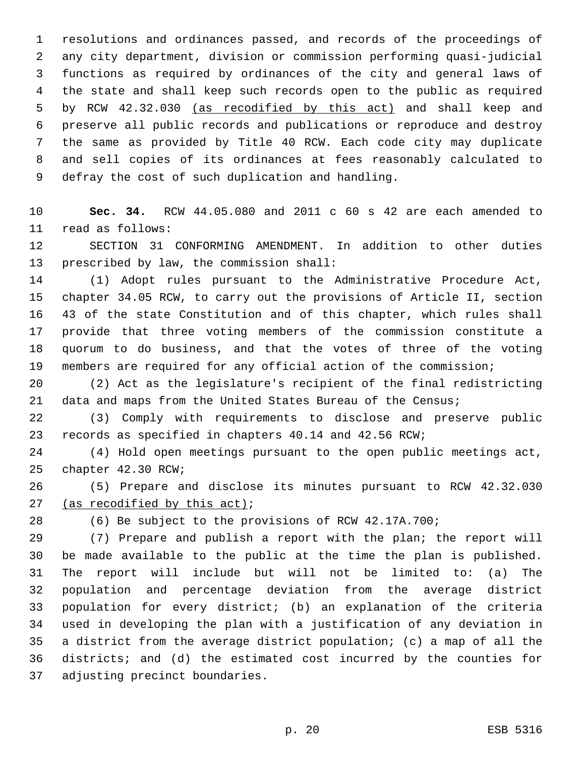resolutions and ordinances passed, and records of the proceedings of any city department, division or commission performing quasi-judicial functions as required by ordinances of the city and general laws of the state and shall keep such records open to the public as required by RCW 42.32.030 <u>(as recodified by this act)</u> and shall keep and preserve all public records and publications or reproduce and destroy the same as provided by Title 40 RCW. Each code city may duplicate and sell copies of its ordinances at fees reasonably calculated to defray the cost of such duplication and handling.

**Sec. 34.** RCW 44.05.080 and 2011 c 60 s 42 are each amended to read as follows:

SECTION 31 CONFORMING AMENDMENT. In addition to other duties prescribed by law, the commission shall:

(1) Adopt rules pursuant to the Administrative Procedure Act, chapter 34.05 RCW, to carry out the provisions of Article II, section 43 of the state Constitution and of this chapter, which rules shall provide that three voting members of the commission constitute a quorum to do business, and that the votes of three of the voting members are required for any official action of the commission;

(2) Act as the legislature's recipient of the final redistricting data and maps from the United States Bureau of the Census;

(3) Comply with requirements to disclose and preserve public records as specified in chapters 40.14 and 42.56 RCW;

(4) Hold open meetings pursuant to the open public meetings act, chapter 42.30 RCW;

(5) Prepare and disclose its minutes pursuant to RCW 42.32.030 <u>(as recodified by this act)</u>;

(6) Be subject to the provisions of RCW 42.17A.700;

(7) Prepare and publish a report with the plan; the report will be made available to the public at the time the plan is published. The report will include but will not be limited to: (a) The population and percentage deviation from the average district population for every district; (b) an explanation of the criteria used in developing the plan with a justification of any deviation in a district from the average district population; (c) a map of all the districts; and (d) the estimated cost incurred by the counties for adjusting precinct boundaries.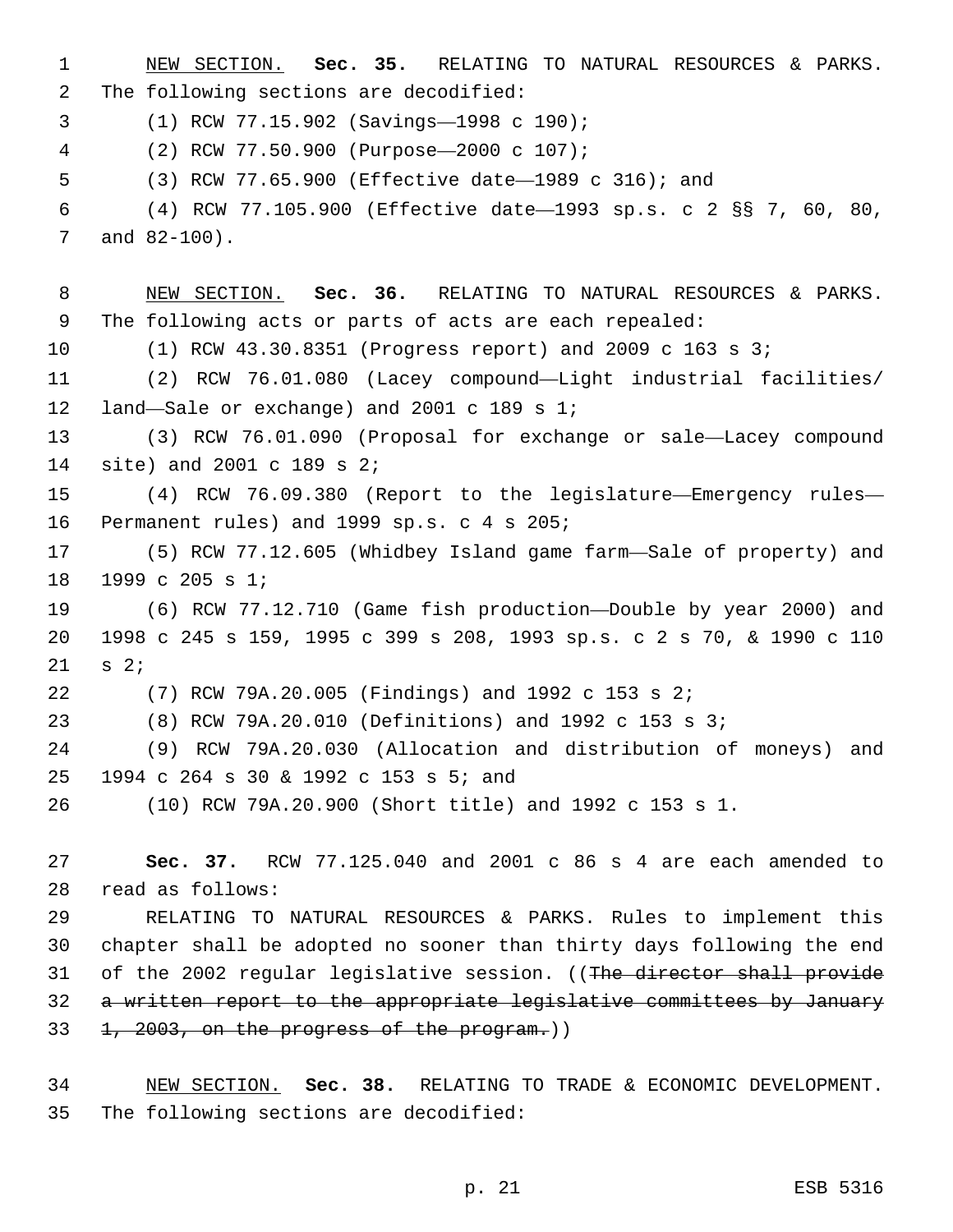NEW SECTION. **Sec. 35.** RELATING TO NATURAL RESOURCES & PARKS. The following sections are decodified:

(1) RCW 77.15.902 (Savings—1998 c 190);

(2) RCW 77.50.900 (Purpose—2000 c 107);

(3) RCW 77.65.900 (Effective date—1989 c 316); and

(4) RCW 77.105.900 (Effective date—1993 sp.s. c 2 §§ 7, 60, 80, and 82-100).

NEW SECTION. **Sec. 36.** RELATING TO NATURAL RESOURCES & PARKS. The following acts or parts of acts are each repealed:

(1) RCW 43.30.8351 (Progress report) and 2009 c 163 s 3;

(2) RCW 76.01.080 (Lacey compound—Light industrial facilities/land—Sale or exchange) and 2001 c 189 s 1;

(3) RCW 76.01.090 (Proposal for exchange or sale—Lacey compound site) and 2001 c 189 s 2;

(4) RCW 76.09.380 (Report to the legislature—Emergency rules—Permanent rules) and 1999 sp.s. c 4 s 205;

(5) RCW 77.12.605 (Whidbey Island game farm—Sale of property) and 1999 c 205 s 1;

(6) RCW 77.12.710 (Game fish production—Double by year 2000) and 1998 c 245 s 159, 1995 c 399 s 208, 1993 sp.s. c 2 s 70, & 1990 c 110 s 2;

(7) RCW 79A.20.005 (Findings) and 1992 c 153 s 2;

(8) RCW 79A.20.010 (Definitions) and 1992 c 153 s 3;

(9) RCW 79A.20.030 (Allocation and distribution of moneys) and 1994 c 264 s 30 & 1992 c 153 s 5; and

(10) RCW 79A.20.900 (Short title) and 1992 c 153 s 1.

**Sec. 37.** RCW 77.125.040 and 2001 c 86 s 4 are each amended to read as follows:

RELATING TO NATURAL RESOURCES & PARKS. Rules to implement this chapter shall be adopted no sooner than thirty days following the end of the 2002 regular legislative session. ((~~The director shall provide a written report to the appropriate legislative committees by January 1, 2003, on the progress of the program.~~))

NEW SECTION. **Sec. 38.** RELATING TO TRADE & ECONOMIC DEVELOPMENT. The following sections are decodified: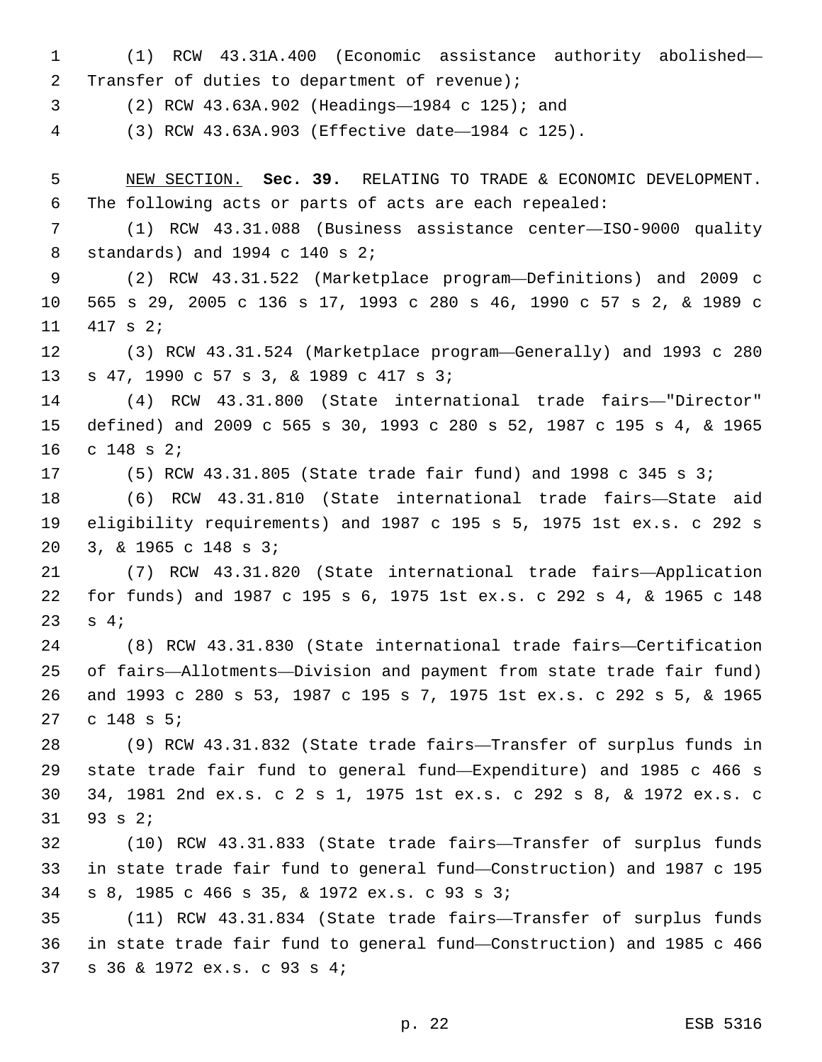(1) RCW 43.31A.400 (Economic assistance authority abolished—Transfer of duties to department of revenue);

(2) RCW 43.63A.902 (Headings—1984 c 125); and

(3) RCW 43.63A.903 (Effective date—1984 c 125).

NEW SECTION. **Sec. 39.** RELATING TO TRADE & ECONOMIC DEVELOPMENT. The following acts or parts of acts are each repealed:

(1) RCW 43.31.088 (Business assistance center—ISO-9000 quality standards) and 1994 c 140 s 2;

(2) RCW 43.31.522 (Marketplace program—Definitions) and 2009 c 565 s 29, 2005 c 136 s 17, 1993 c 280 s 46, 1990 c 57 s 2, & 1989 c 417 s 2;

(3) RCW 43.31.524 (Marketplace program—Generally) and 1993 c 280 s 47, 1990 c 57 s 3, & 1989 c 417 s 3;

(4) RCW 43.31.800 (State international trade fairs—"Director" defined) and 2009 c 565 s 30, 1993 c 280 s 52, 1987 c 195 s 4, & 1965 c 148 s 2;

(5) RCW 43.31.805 (State trade fair fund) and 1998 c 345 s 3;

(6) RCW 43.31.810 (State international trade fairs—State aid eligibility requirements) and 1987 c 195 s 5, 1975 1st ex.s. c 292 s 3, & 1965 c 148 s 3;

(7) RCW 43.31.820 (State international trade fairs—Application for funds) and 1987 c 195 s 6, 1975 1st ex.s. c 292 s 4, & 1965 c 148 s 4;

(8) RCW 43.31.830 (State international trade fairs—Certification of fairs—Allotments—Division and payment from state trade fair fund) and 1993 c 280 s 53, 1987 c 195 s 7, 1975 1st ex.s. c 292 s 5, & 1965 c 148 s 5;

(9) RCW 43.31.832 (State trade fairs—Transfer of surplus funds in state trade fair fund to general fund—Expenditure) and 1985 c 466 s 34, 1981 2nd ex.s. c 2 s 1, 1975 1st ex.s. c 292 s 8, & 1972 ex.s. c 93 s 2;

(10) RCW 43.31.833 (State trade fairs—Transfer of surplus funds in state trade fair fund to general fund—Construction) and 1987 c 195 s 8, 1985 c 466 s 35, & 1972 ex.s. c 93 s 3;

(11) RCW 43.31.834 (State trade fairs—Transfer of surplus funds in state trade fair fund to general fund—Construction) and 1985 c 466 s 36 & 1972 ex.s. c 93 s 4;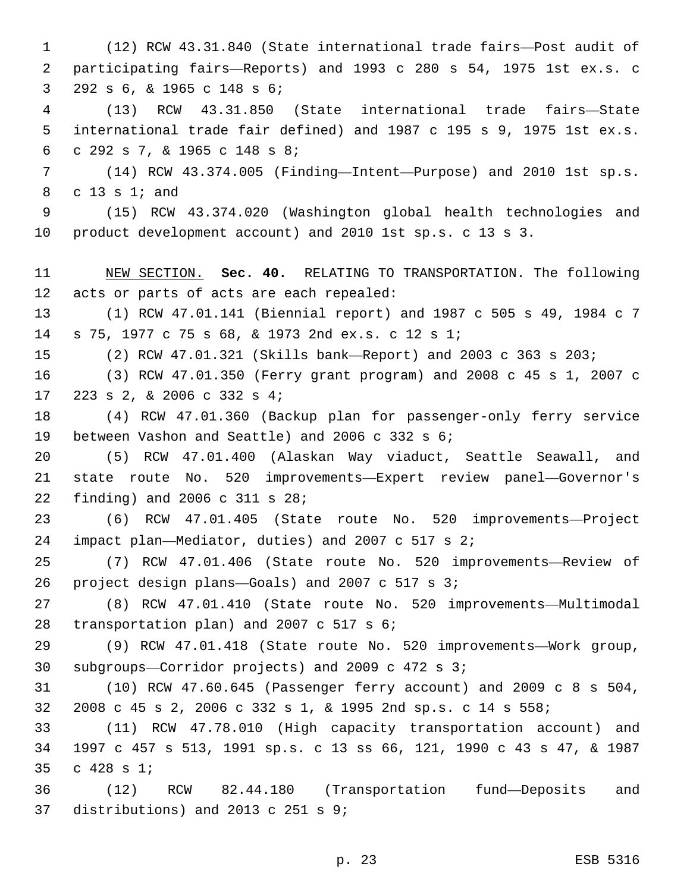(12) RCW 43.31.840 (State international trade fairs—Post audit of participating fairs—Reports) and 1993 c 280 s 54, 1975 1st ex.s. c 292 s 6, & 1965 c 148 s 6;

(13) RCW 43.31.850 (State international trade fairs—State international trade fair defined) and 1987 c 195 s 9, 1975 1st ex.s. c 292 s 7, & 1965 c 148 s 8;

(14) RCW 43.374.005 (Finding—Intent—Purpose) and 2010 1st sp.s. c 13 s 1; and

(15) RCW 43.374.020 (Washington global health technologies and product development account) and 2010 1st sp.s. c 13 s 3.

NEW SECTION. **Sec. 40.** RELATING TO TRANSPORTATION. The following acts or parts of acts are each repealed:

(1) RCW 47.01.141 (Biennial report) and 1987 c 505 s 49, 1984 c 7 s 75, 1977 c 75 s 68, & 1973 2nd ex.s. c 12 s 1;

(2) RCW 47.01.321 (Skills bank—Report) and 2003 c 363 s 203;

(3) RCW 47.01.350 (Ferry grant program) and 2008 c 45 s 1, 2007 c 223 s 2, & 2006 c 332 s 4;

(4) RCW 47.01.360 (Backup plan for passenger-only ferry service between Vashon and Seattle) and 2006 c 332 s 6;

(5) RCW 47.01.400 (Alaskan Way viaduct, Seattle Seawall, and state route No. 520 improvements—Expert review panel—Governor's finding) and 2006 c 311 s 28;

(6) RCW 47.01.405 (State route No. 520 improvements—Project impact plan—Mediator, duties) and 2007 c 517 s 2;

(7) RCW 47.01.406 (State route No. 520 improvements—Review of project design plans—Goals) and 2007 c 517 s 3;

(8) RCW 47.01.410 (State route No. 520 improvements—Multimodal transportation plan) and 2007 c 517 s 6;

(9) RCW 47.01.418 (State route No. 520 improvements—Work group, subgroups—Corridor projects) and 2009 c 472 s 3;

(10) RCW 47.60.645 (Passenger ferry account) and 2009 c 8 s 504, 2008 c 45 s 2, 2006 c 332 s 1, & 1995 2nd sp.s. c 14 s 558;

(11) RCW 47.78.010 (High capacity transportation account) and 1997 c 457 s 513, 1991 sp.s. c 13 ss 66, 121, 1990 c 43 s 47, & 1987 c 428 s 1;

(12) RCW 82.44.180 (Transportation fund—Deposits and distributions) and 2013 c 251 s 9;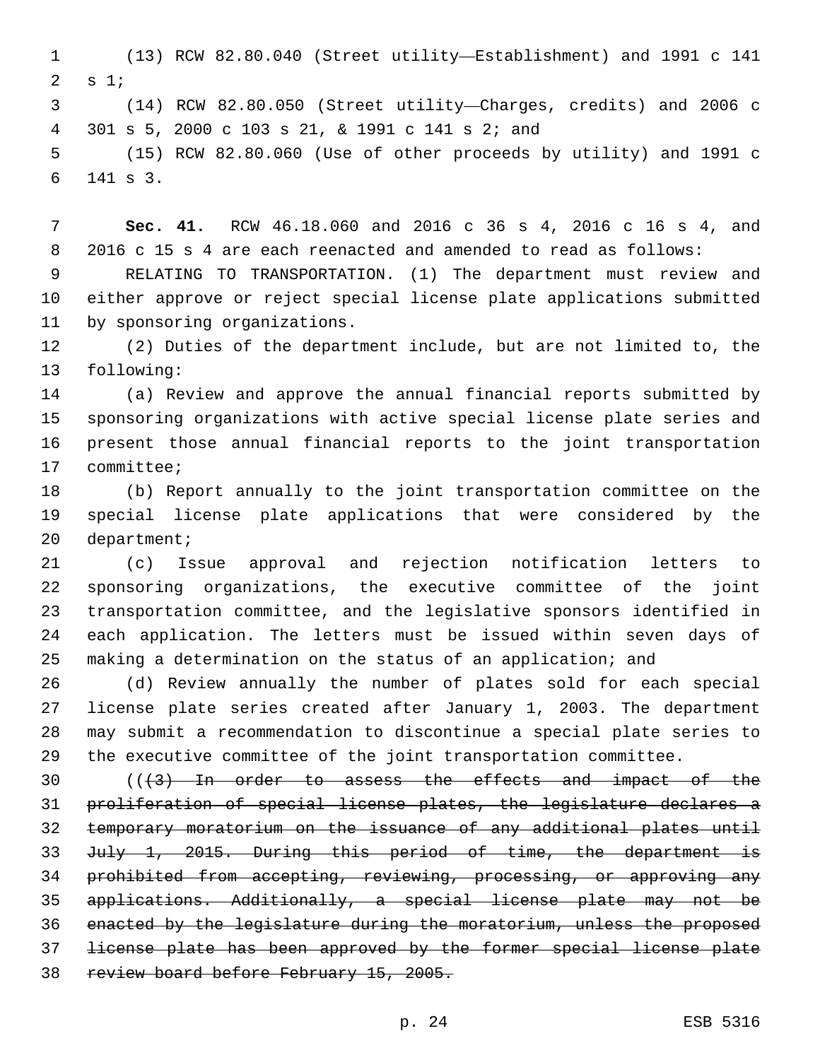(13) RCW 82.80.040 (Street utility—Establishment) and 1991 c 141 s 1;

(14) RCW 82.80.050 (Street utility—Charges, credits) and 2006 c 301 s 5, 2000 c 103 s 21, & 1991 c 141 s 2; and

(15) RCW 82.80.060 (Use of other proceeds by utility) and 1991 c 141 s 3.

**Sec. 41.** RCW 46.18.060 and 2016 c 36 s 4, 2016 c 16 s 4, and 2016 c 15 s 4 are each reenacted and amended to read as follows:

RELATING TO TRANSPORTATION. (1) The department must review and either approve or reject special license plate applications submitted by sponsoring organizations.

(2) Duties of the department include, but are not limited to, the following:

(a) Review and approve the annual financial reports submitted by sponsoring organizations with active special license plate series and present those annual financial reports to the joint transportation committee;

(b) Report annually to the joint transportation committee on the special license plate applications that were considered by the department;

(c) Issue approval and rejection notification letters to sponsoring organizations, the executive committee of the joint transportation committee, and the legislative sponsors identified in each application. The letters must be issued within seven days of making a determination on the status of an application; and

(d) Review annually the number of plates sold for each special license plate series created after January 1, 2003. The department may submit a recommendation to discontinue a special plate series to the executive committee of the joint transportation committee.

((~~(3) In order to assess the effects and impact of the proliferation of special license plates, the legislature declares a temporary moratorium on the issuance of any additional plates until July 1, 2015. During this period of time, the department is prohibited from accepting, reviewing, processing, or approving any applications. Additionally, a special license plate may not be enacted by the legislature during the moratorium, unless the proposed license plate has been approved by the former special license plate review board before February 15, 2005.~~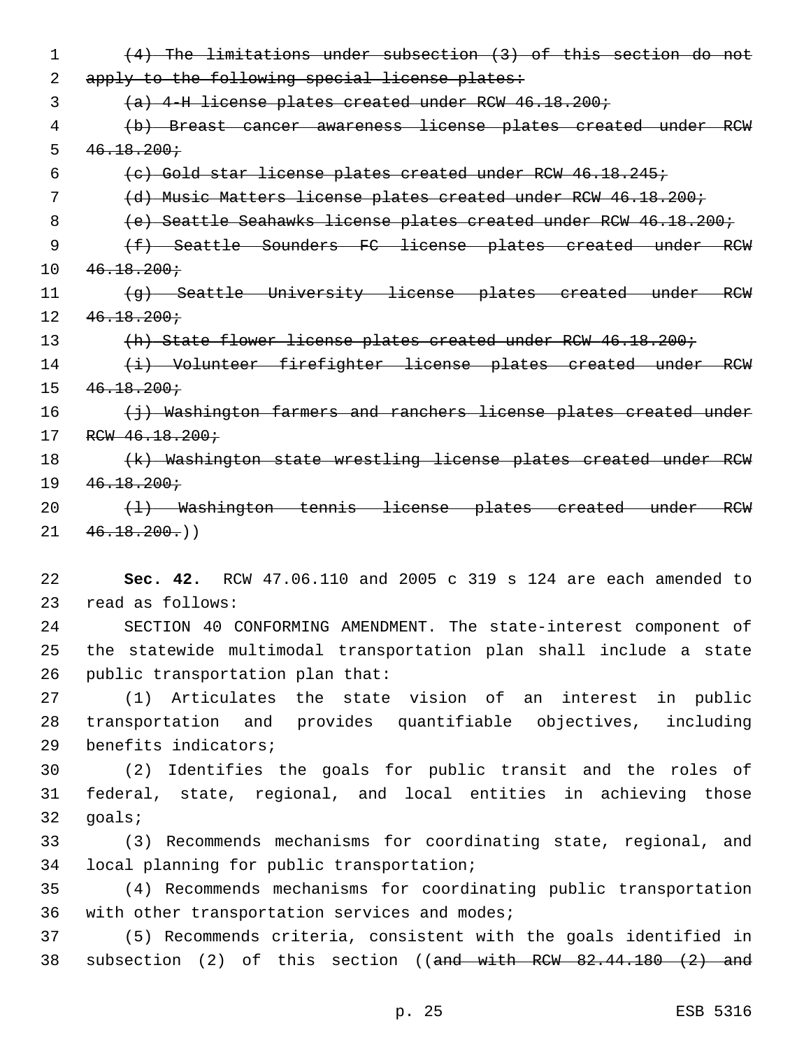~~(4) The limitations under subsection (3) of this section do not apply to the following special license plates:~~

~~(a) 4-H license plates created under RCW 46.18.200;~~

~~(b) Breast cancer awareness license plates created under RCW 46.18.200;~~

~~(c) Gold star license plates created under RCW 46.18.245;~~

~~(d) Music Matters license plates created under RCW 46.18.200;~~

~~(e) Seattle Seahawks license plates created under RCW 46.18.200;~~

~~(f) Seattle Sounders FC license plates created under RCW 46.18.200;~~

~~(g) Seattle University license plates created under RCW 46.18.200;~~

~~(h) State flower license plates created under RCW 46.18.200;~~

~~(i) Volunteer firefighter license plates created under RCW 46.18.200;~~

~~(j) Washington farmers and ranchers license plates created under RCW 46.18.200;~~

~~(k) Washington state wrestling license plates created under RCW 46.18.200;~~

~~(l) Washington tennis license plates created under RCW 46.18.200.~~))

**Sec. 42.** RCW 47.06.110 and 2005 c 319 s 124 are each amended to read as follows:

SECTION 40 CONFORMING AMENDMENT. The state-interest component of the statewide multimodal transportation plan shall include a state public transportation plan that:

(1) Articulates the state vision of an interest in public transportation and provides quantifiable objectives, including benefits indicators;

(2) Identifies the goals for public transit and the roles of federal, state, regional, and local entities in achieving those goals;

(3) Recommends mechanisms for coordinating state, regional, and local planning for public transportation;

(4) Recommends mechanisms for coordinating public transportation with other transportation services and modes;

(5) Recommends criteria, consistent with the goals identified in subsection (2) of this section ((~~and with RCW 82.44.180 (2) and~~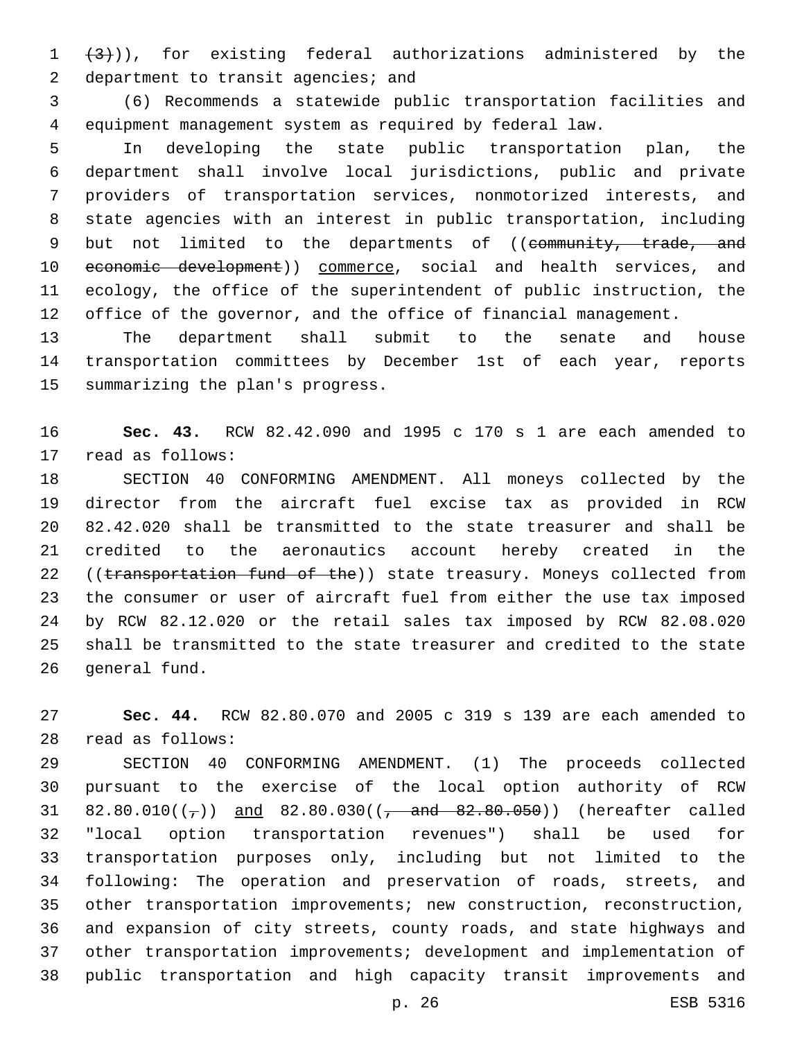~~(3)~~)), for existing federal authorizations administered by the department to transit agencies; and

(6) Recommends a statewide public transportation facilities and equipment management system as required by federal law.

In developing the state public transportation plan, the department shall involve local jurisdictions, public and private providers of transportation services, nonmotorized interests, and state agencies with an interest in public transportation, including but not limited to the departments of ((~~community, trade, and economic development~~)) <u>commerce</u>, social and health services, and ecology, the office of the superintendent of public instruction, the office of the governor, and the office of financial management.

The department shall submit to the senate and house transportation committees by December 1st of each year, reports summarizing the plan's progress.

**Sec. 43.** RCW 82.42.090 and 1995 c 170 s 1 are each amended to read as follows:

SECTION 40 CONFORMING AMENDMENT. All moneys collected by the director from the aircraft fuel excise tax as provided in RCW 82.42.020 shall be transmitted to the state treasurer and shall be credited to the aeronautics account hereby created in the ((~~transportation fund of the~~)) state treasury. Moneys collected from the consumer or user of aircraft fuel from either the use tax imposed by RCW 82.12.020 or the retail sales tax imposed by RCW 82.08.020 shall be transmitted to the state treasurer and credited to the state general fund.

**Sec. 44.** RCW 82.80.070 and 2005 c 319 s 139 are each amended to read as follows:

SECTION 40 CONFORMING AMENDMENT. (1) The proceeds collected pursuant to the exercise of the local option authority of RCW 82.80.010((~~,~~)) <u>and</u> 82.80.030((~~, and 82.80.050~~)) (hereafter called "local option transportation revenues") shall be used for transportation purposes only, including but not limited to the following: The operation and preservation of roads, streets, and other transportation improvements; new construction, reconstruction, and expansion of city streets, county roads, and state highways and other transportation improvements; development and implementation of public transportation and high capacity transit improvements and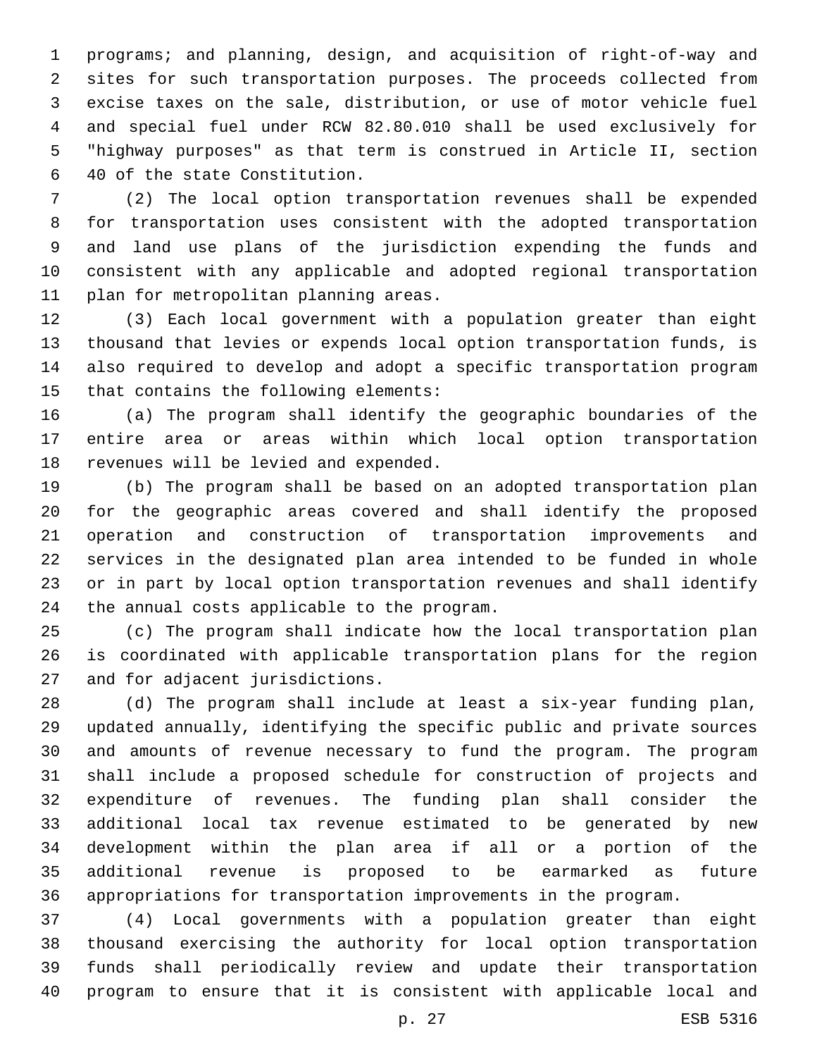programs; and planning, design, and acquisition of right-of-way and sites for such transportation purposes. The proceeds collected from excise taxes on the sale, distribution, or use of motor vehicle fuel and special fuel under RCW 82.80.010 shall be used exclusively for "highway purposes" as that term is construed in Article II, section 40 of the state Constitution.

(2) The local option transportation revenues shall be expended for transportation uses consistent with the adopted transportation and land use plans of the jurisdiction expending the funds and consistent with any applicable and adopted regional transportation plan for metropolitan planning areas.

(3) Each local government with a population greater than eight thousand that levies or expends local option transportation funds, is also required to develop and adopt a specific transportation program that contains the following elements:

(a) The program shall identify the geographic boundaries of the entire area or areas within which local option transportation revenues will be levied and expended.

(b) The program shall be based on an adopted transportation plan for the geographic areas covered and shall identify the proposed operation and construction of transportation improvements and services in the designated plan area intended to be funded in whole or in part by local option transportation revenues and shall identify the annual costs applicable to the program.

(c) The program shall indicate how the local transportation plan is coordinated with applicable transportation plans for the region and for adjacent jurisdictions.

(d) The program shall include at least a six-year funding plan, updated annually, identifying the specific public and private sources and amounts of revenue necessary to fund the program. The program shall include a proposed schedule for construction of projects and expenditure of revenues. The funding plan shall consider the additional local tax revenue estimated to be generated by new development within the plan area if all or a portion of the additional revenue is proposed to be earmarked as future appropriations for transportation improvements in the program.

(4) Local governments with a population greater than eight thousand exercising the authority for local option transportation funds shall periodically review and update their transportation program to ensure that it is consistent with applicable local and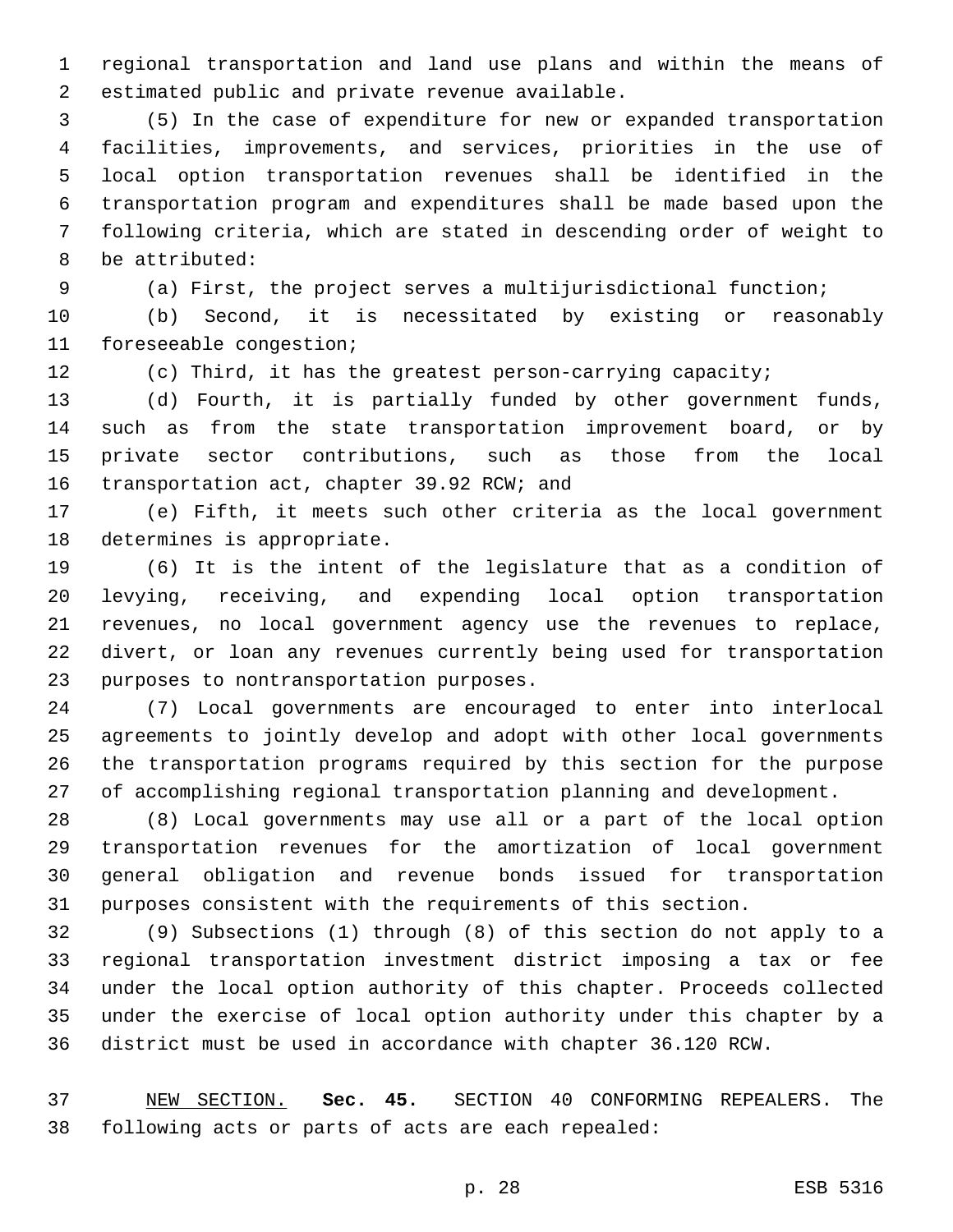regional transportation and land use plans and within the means of estimated public and private revenue available.

(5) In the case of expenditure for new or expanded transportation facilities, improvements, and services, priorities in the use of local option transportation revenues shall be identified in the transportation program and expenditures shall be made based upon the following criteria, which are stated in descending order of weight to be attributed:

(a) First, the project serves a multijurisdictional function;

(b) Second, it is necessitated by existing or reasonably foreseeable congestion;

(c) Third, it has the greatest person-carrying capacity;

(d) Fourth, it is partially funded by other government funds, such as from the state transportation improvement board, or by private sector contributions, such as those from the local transportation act, chapter 39.92 RCW; and

(e) Fifth, it meets such other criteria as the local government determines is appropriate.

(6) It is the intent of the legislature that as a condition of levying, receiving, and expending local option transportation revenues, no local government agency use the revenues to replace, divert, or loan any revenues currently being used for transportation purposes to nontransportation purposes.

(7) Local governments are encouraged to enter into interlocal agreements to jointly develop and adopt with other local governments the transportation programs required by this section for the purpose of accomplishing regional transportation planning and development.

(8) Local governments may use all or a part of the local option transportation revenues for the amortization of local government general obligation and revenue bonds issued for transportation purposes consistent with the requirements of this section.

(9) Subsections (1) through (8) of this section do not apply to a regional transportation investment district imposing a tax or fee under the local option authority of this chapter. Proceeds collected under the exercise of local option authority under this chapter by a district must be used in accordance with chapter 36.120 RCW.

NEW SECTION. **Sec. 45.** SECTION 40 CONFORMING REPEALERS. The following acts or parts of acts are each repealed: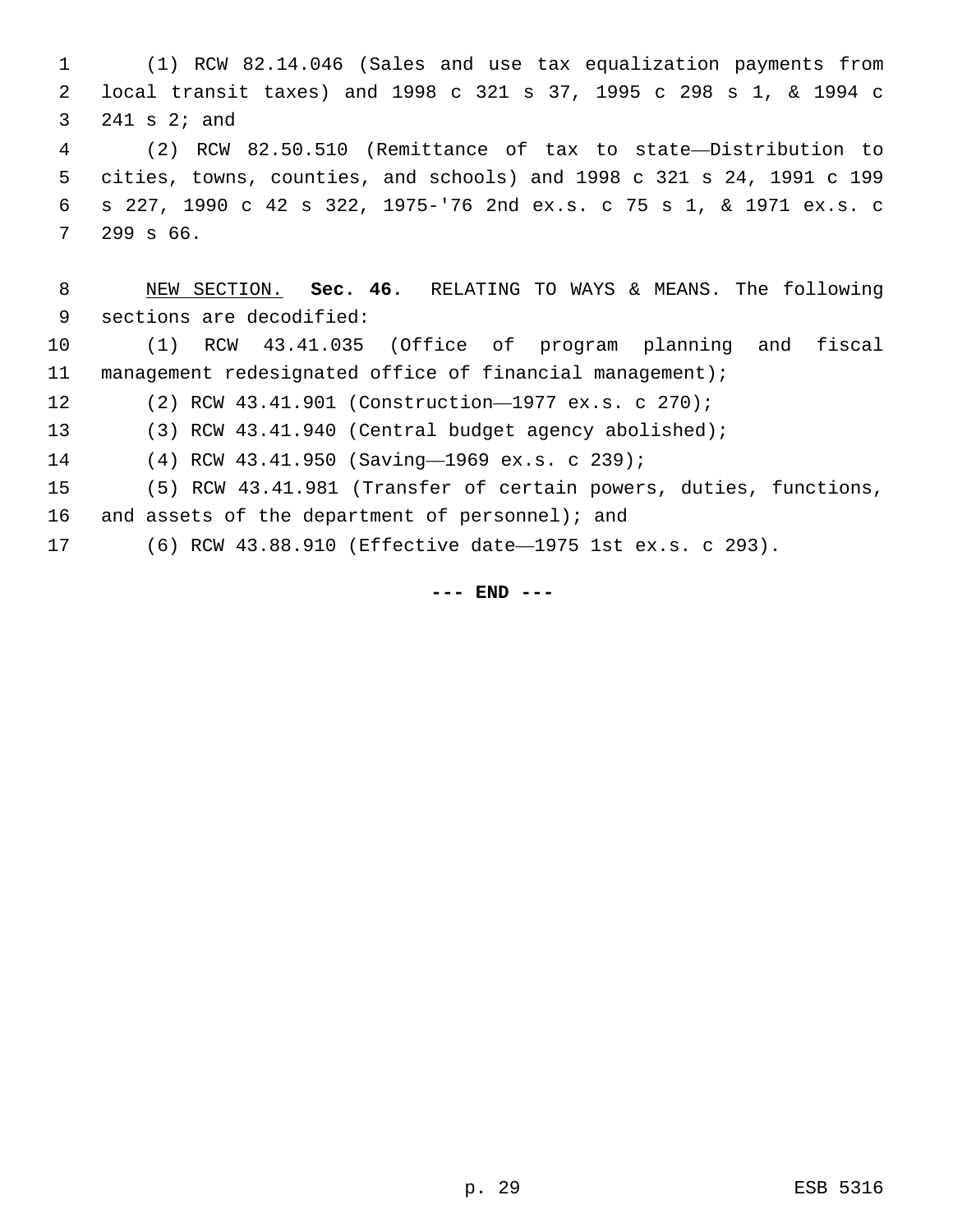(1) RCW 82.14.046 (Sales and use tax equalization payments from local transit taxes) and 1998 c 321 s 37, 1995 c 298 s 1, & 1994 c 241 s 2; and

(2) RCW 82.50.510 (Remittance of tax to state—Distribution to cities, towns, counties, and schools) and 1998 c 321 s 24, 1991 c 199 s 227, 1990 c 42 s 322, 1975-'76 2nd ex.s. c 75 s 1, & 1971 ex.s. c 299 s 66.

NEW SECTION. **Sec. 46.** RELATING TO WAYS & MEANS. The following sections are decodified:

(1) RCW 43.41.035 (Office of program planning and fiscal management redesignated office of financial management);

(2) RCW 43.41.901 (Construction—1977 ex.s. c 270);

(3) RCW 43.41.940 (Central budget agency abolished);

(4) RCW 43.41.950 (Saving—1969 ex.s. c 239);

(5) RCW 43.41.981 (Transfer of certain powers, duties, functions, and assets of the department of personnel); and

(6) RCW 43.88.910 (Effective date—1975 1st ex.s. c 293).

**--- END ---**